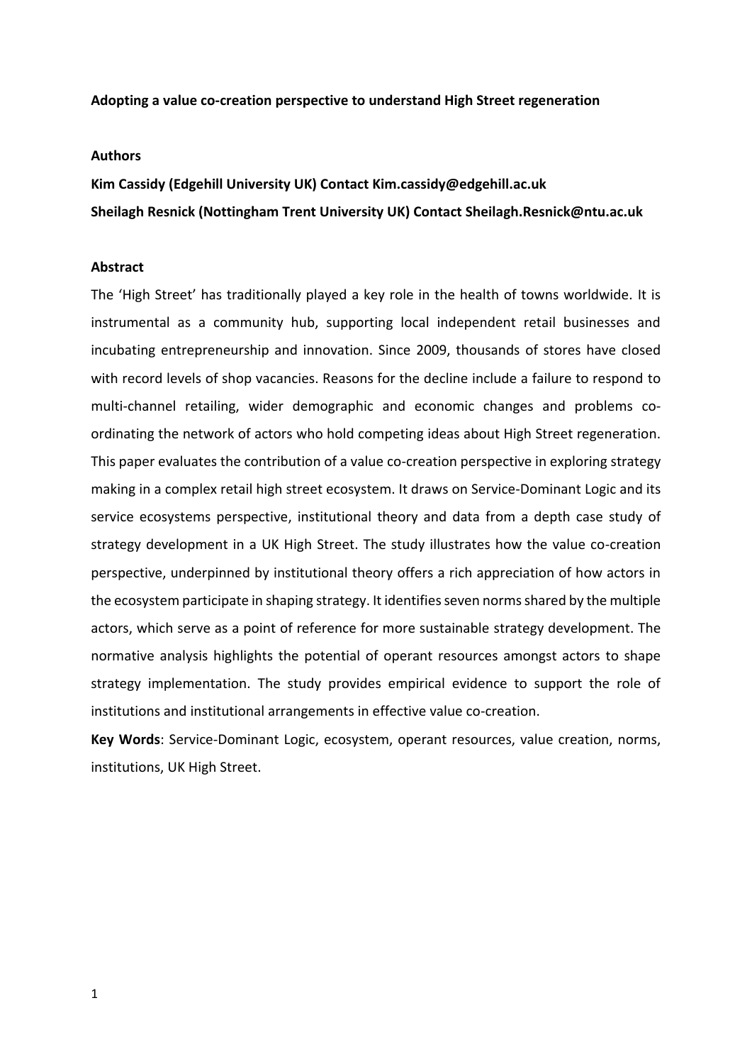# Adopting a value co-creation perspective to understand High Street regeneration

## Authors

**Kim Cassidy (Edgehill University UK) Contact Kim.cassidy@edgehill.ac.uk**

**Sheilagh Resnick (Nottingham Trent University UK) Contact Sheilagh.Resnick@ntu.ac.uk**

## Abstract

The 'High Street' has traditionally played a key role in the health of towns worldwide. It is instrumental as a community hub, supporting local independent retail businesses and incubating entrepreneurship and innovation. Since 2009, thousands of stores have closed with record levels of shop vacancies. Reasons for the decline include a failure to respond to multi-channel retailing, wider demographic and economic changes and problems co-ordinating the network of actors who hold competing ideas about High Street regeneration. This paper evaluates the contribution of a value co-creation perspective in exploring strategy making in a complex retail high street ecosystem. It draws on Service-Dominant Logic and its service ecosystems perspective, institutional theory and data from a depth case study of strategy development in a UK High Street. The study illustrates how the value co-creation perspective, underpinned by institutional theory offers a rich appreciation of how actors in the ecosystem participate in shaping strategy. It identifies seven norms shared by the multiple actors, which serve as a point of reference for more sustainable strategy development. The normative analysis highlights the potential of operant resources amongst actors to shape strategy implementation. The study provides empirical evidence to support the role of institutions and institutional arrangements in effective value co-creation.

**Key Words**: Service-Dominant Logic, ecosystem, operant resources, value creation, norms, institutions, UK High Street.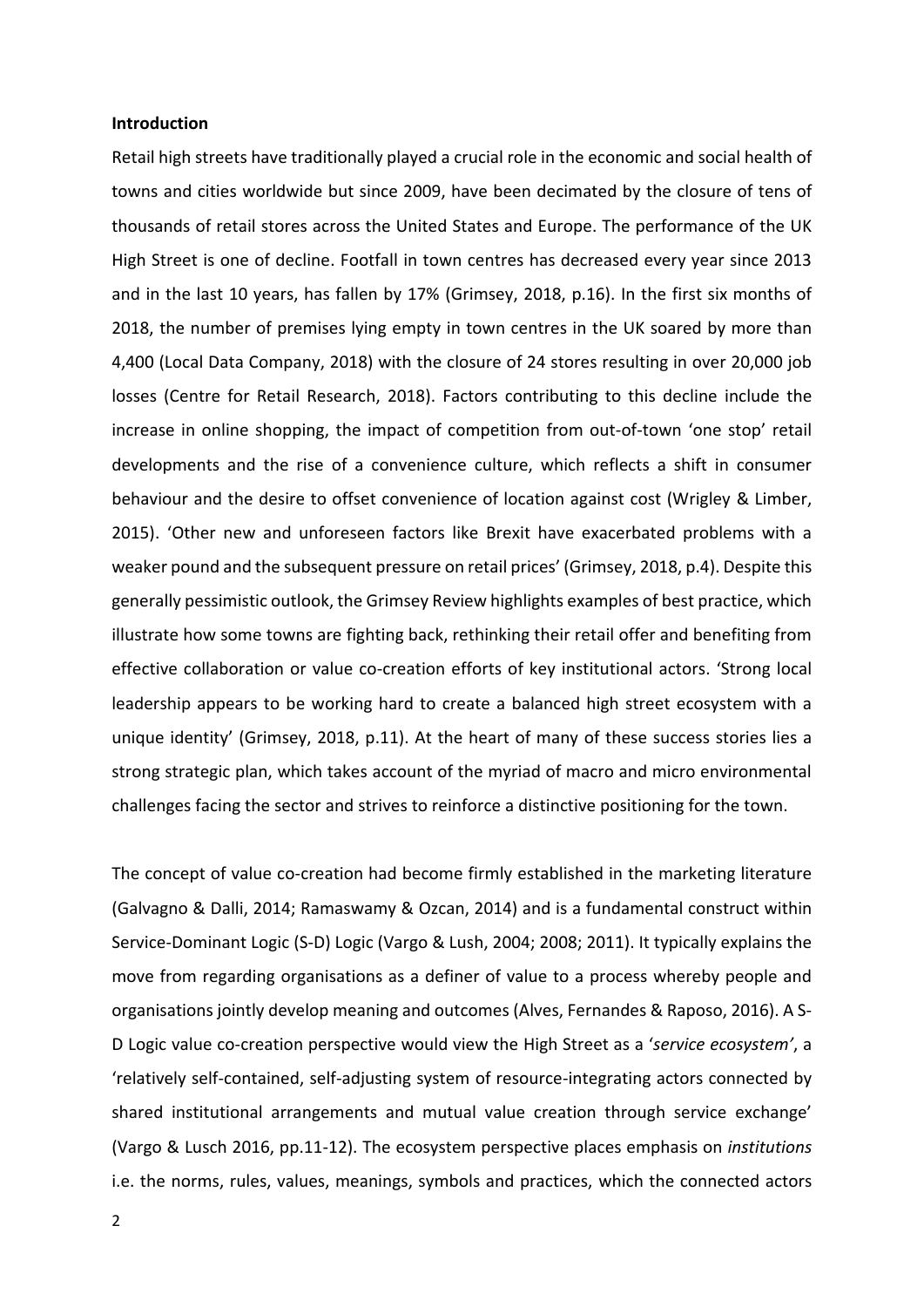**Introduction**

Retail high streets have traditionally played a crucial role in the economic and social health of towns and cities worldwide but since 2009, have been decimated by the closure of tens of thousands of retail stores across the United States and Europe. The performance of the UK High Street is one of decline. Footfall in town centres has decreased every year since 2013 and in the last 10 years, has fallen by 17% (Grimsey, 2018, p.16). In the first six months of 2018, the number of premises lying empty in town centres in the UK soared by more than 4,400 (Local Data Company, 2018) with the closure of 24 stores resulting in over 20,000 job losses (Centre for Retail Research, 2018). Factors contributing to this decline include the increase in online shopping, the impact of competition from out-of-town 'one stop' retail developments and the rise of a convenience culture, which reflects a shift in consumer behaviour and the desire to offset convenience of location against cost (Wrigley & Limber, 2015). 'Other new and unforeseen factors like Brexit have exacerbated problems with a weaker pound and the subsequent pressure on retail prices' (Grimsey, 2018, p.4). Despite this generally pessimistic outlook, the Grimsey Review highlights examples of best practice, which illustrate how some towns are fighting back, rethinking their retail offer and benefiting from effective collaboration or value co-creation efforts of key institutional actors. 'Strong local leadership appears to be working hard to create a balanced high street ecosystem with a unique identity' (Grimsey, 2018, p.11). At the heart of many of these success stories lies a strong strategic plan, which takes account of the myriad of macro and micro environmental challenges facing the sector and strives to reinforce a distinctive positioning for the town.

The concept of value co-creation had become firmly established in the marketing literature (Galvagno & Dalli, 2014; Ramaswamy & Ozcan, 2014) and is a fundamental construct within Service-Dominant Logic (S-D) Logic (Vargo & Lush, 2004; 2008; 2011). It typically explains the move from regarding organisations as a definer of value to a process whereby people and organisations jointly develop meaning and outcomes (Alves, Fernandes & Raposo, 2016). A S-D Logic value co-creation perspective would view the High Street as a '*service ecosystem'*, a 'relatively self-contained, self-adjusting system of resource-integrating actors connected by shared institutional arrangements and mutual value creation through service exchange' (Vargo & Lusch 2016, pp.11-12). The ecosystem perspective places emphasis on *institutions* i.e. the norms, rules, values, meanings, symbols and practices, which the connected actors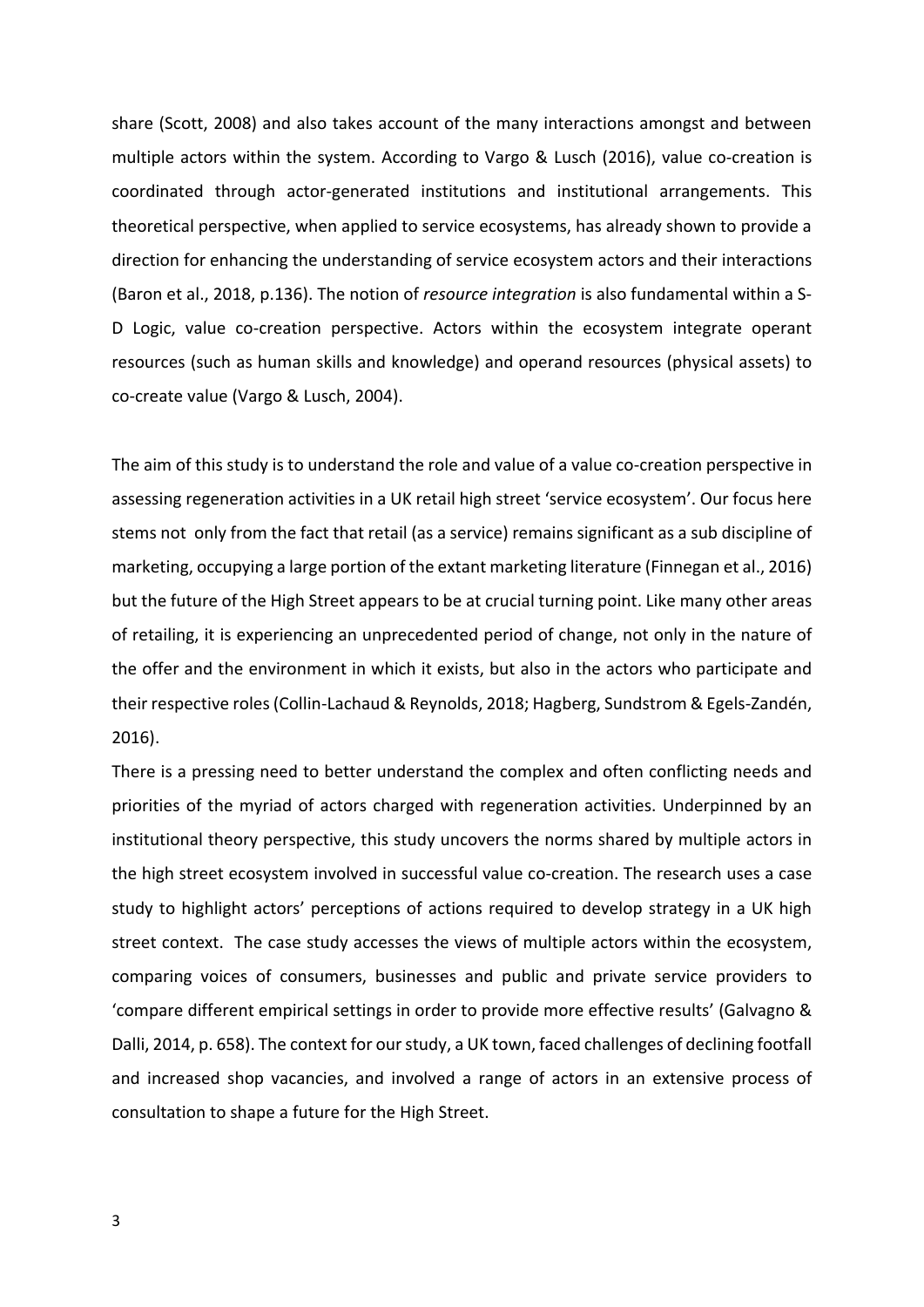share (Scott, 2008) and also takes account of the many interactions amongst and between multiple actors within the system. According to Vargo & Lusch (2016), value co-creation is coordinated through actor-generated institutions and institutional arrangements. This theoretical perspective, when applied to service ecosystems, has already shown to provide a direction for enhancing the understanding of service ecosystem actors and their interactions (Baron et al., 2018, p.136). The notion of *resource integration* is also fundamental within a S-D Logic, value co-creation perspective. Actors within the ecosystem integrate operant resources (such as human skills and knowledge) and operand resources (physical assets) to co-create value (Vargo & Lusch, 2004).

The aim of this study is to understand the role and value of a value co-creation perspective in assessing regeneration activities in a UK retail high street 'service ecosystem'. Our focus here stems not only from the fact that retail (as a service) remains significant as a sub discipline of marketing, occupying a large portion of the extant marketing literature (Finnegan et al., 2016) but the future of the High Street appears to be at crucial turning point. Like many other areas of retailing, it is experiencing an unprecedented period of change, not only in the nature of the offer and the environment in which it exists, but also in the actors who participate and their respective roles (Collin-Lachaud & Reynolds, 2018; Hagberg, Sundstrom & Egels-Zandén, 2016).

There is a pressing need to better understand the complex and often conflicting needs and priorities of the myriad of actors charged with regeneration activities. Underpinned by an institutional theory perspective, this study uncovers the norms shared by multiple actors in the high street ecosystem involved in successful value co-creation. The research uses a case study to highlight actors' perceptions of actions required to develop strategy in a UK high street context. The case study accesses the views of multiple actors within the ecosystem, comparing voices of consumers, businesses and public and private service providers to 'compare different empirical settings in order to provide more effective results' (Galvagno & Dalli, 2014, p. 658). The context for our study, a UK town, faced challenges of declining footfall and increased shop vacancies, and involved a range of actors in an extensive process of consultation to shape a future for the High Street.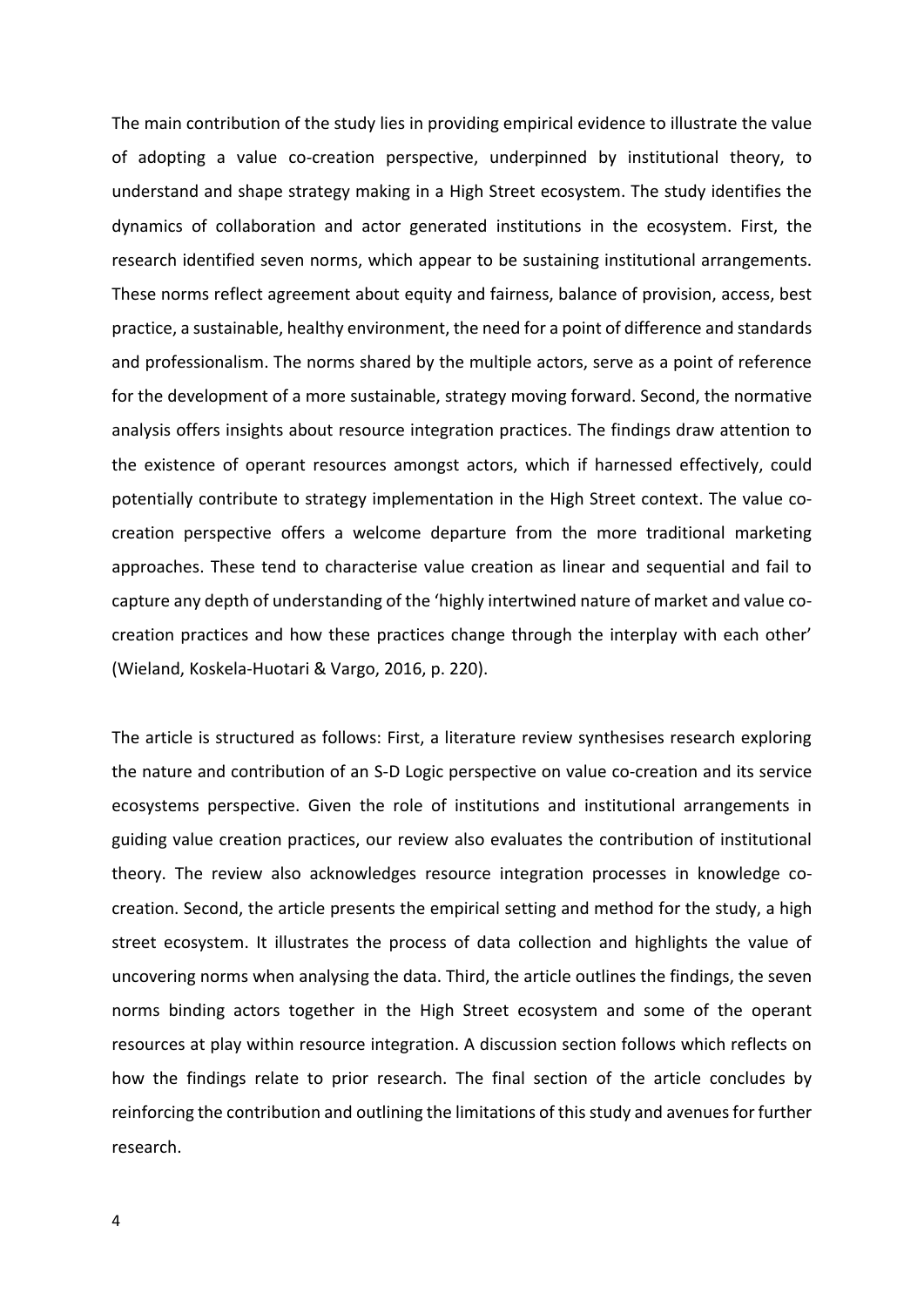The main contribution of the study lies in providing empirical evidence to illustrate the value of adopting a value co-creation perspective, underpinned by institutional theory, to understand and shape strategy making in a High Street ecosystem. The study identifies the dynamics of collaboration and actor generated institutions in the ecosystem. First, the research identified seven norms, which appear to be sustaining institutional arrangements. These norms reflect agreement about equity and fairness, balance of provision, access, best practice, a sustainable, healthy environment, the need for a point of difference and standards and professionalism. The norms shared by the multiple actors, serve as a point of reference for the development of a more sustainable, strategy moving forward. Second, the normative analysis offers insights about resource integration practices. The findings draw attention to the existence of operant resources amongst actors, which if harnessed effectively, could potentially contribute to strategy implementation in the High Street context. The value co-creation perspective offers a welcome departure from the more traditional marketing approaches. These tend to characterise value creation as linear and sequential and fail to capture any depth of understanding of the 'highly intertwined nature of market and value co-creation practices and how these practices change through the interplay with each other' (Wieland, Koskela-Huotari & Vargo, 2016, p. 220).

The article is structured as follows: First, a literature review synthesises research exploring the nature and contribution of an S-D Logic perspective on value co-creation and its service ecosystems perspective. Given the role of institutions and institutional arrangements in guiding value creation practices, our review also evaluates the contribution of institutional theory. The review also acknowledges resource integration processes in knowledge co-creation. Second, the article presents the empirical setting and method for the study, a high street ecosystem. It illustrates the process of data collection and highlights the value of uncovering norms when analysing the data. Third, the article outlines the findings, the seven norms binding actors together in the High Street ecosystem and some of the operant resources at play within resource integration. A discussion section follows which reflects on how the findings relate to prior research. The final section of the article concludes by reinforcing the contribution and outlining the limitations of this study and avenues for further research.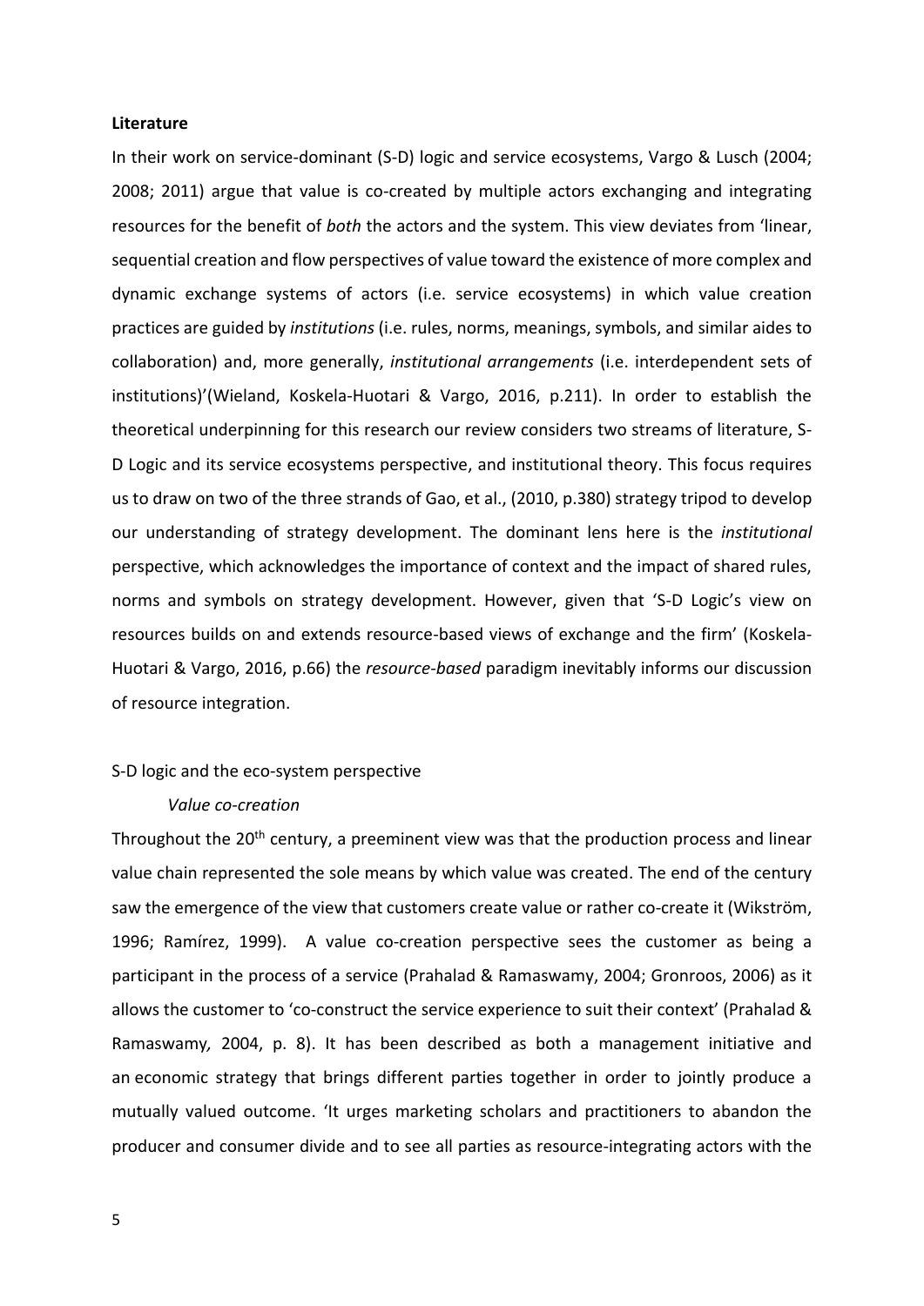## Literature

In their work on service-dominant (S-D) logic and service ecosystems, Vargo & Lusch (2004; 2008; 2011) argue that value is co-created by multiple actors exchanging and integrating resources for the benefit of *both* the actors and the system. This view deviates from 'linear, sequential creation and flow perspectives of value toward the existence of more complex and dynamic exchange systems of actors (i.e. service ecosystems) in which value creation practices are guided by *institutions* (i.e. rules, norms, meanings, symbols, and similar aides to collaboration) and, more generally, *institutional arrangements* (i.e. interdependent sets of institutions)'(Wieland, Koskela-Huotari & Vargo, 2016, p.211). In order to establish the theoretical underpinning for this research our review considers two streams of literature, S-D Logic and its service ecosystems perspective, and institutional theory. This focus requires us to draw on two of the three strands of Gao, et al., (2010, p.380) strategy tripod to develop our understanding of strategy development. The dominant lens here is the *institutional* perspective, which acknowledges the importance of context and the impact of shared rules, norms and symbols on strategy development. However, given that 'S-D Logic's view on resources builds on and extends resource-based views of exchange and the firm' (Koskela-Huotari & Vargo, 2016, p.66) the *resource-based* paradigm inevitably informs our discussion of resource integration.

### S-D logic and the eco-system perspective

#### *Value co-creation*

Throughout the 20th century, a preeminent view was that the production process and linear value chain represented the sole means by which value was created. The end of the century saw the emergence of the view that customers create value or rather co-create it (Wikström, 1996; Ramírez, 1999). A value co-creation perspective sees the customer as being a participant in the process of a service (Prahalad & Ramaswamy, 2004; Gronroos, 2006) as it allows the customer to 'co-construct the service experience to suit their context' (Prahalad & Ramaswamy*,* 2004, p. 8). It has been described as both a management initiative and an economic strategy that brings different parties together in order to jointly produce a mutually valued outcome. 'It urges marketing scholars and practitioners to abandon the producer and consumer divide and to see all parties as resource-integrating actors with the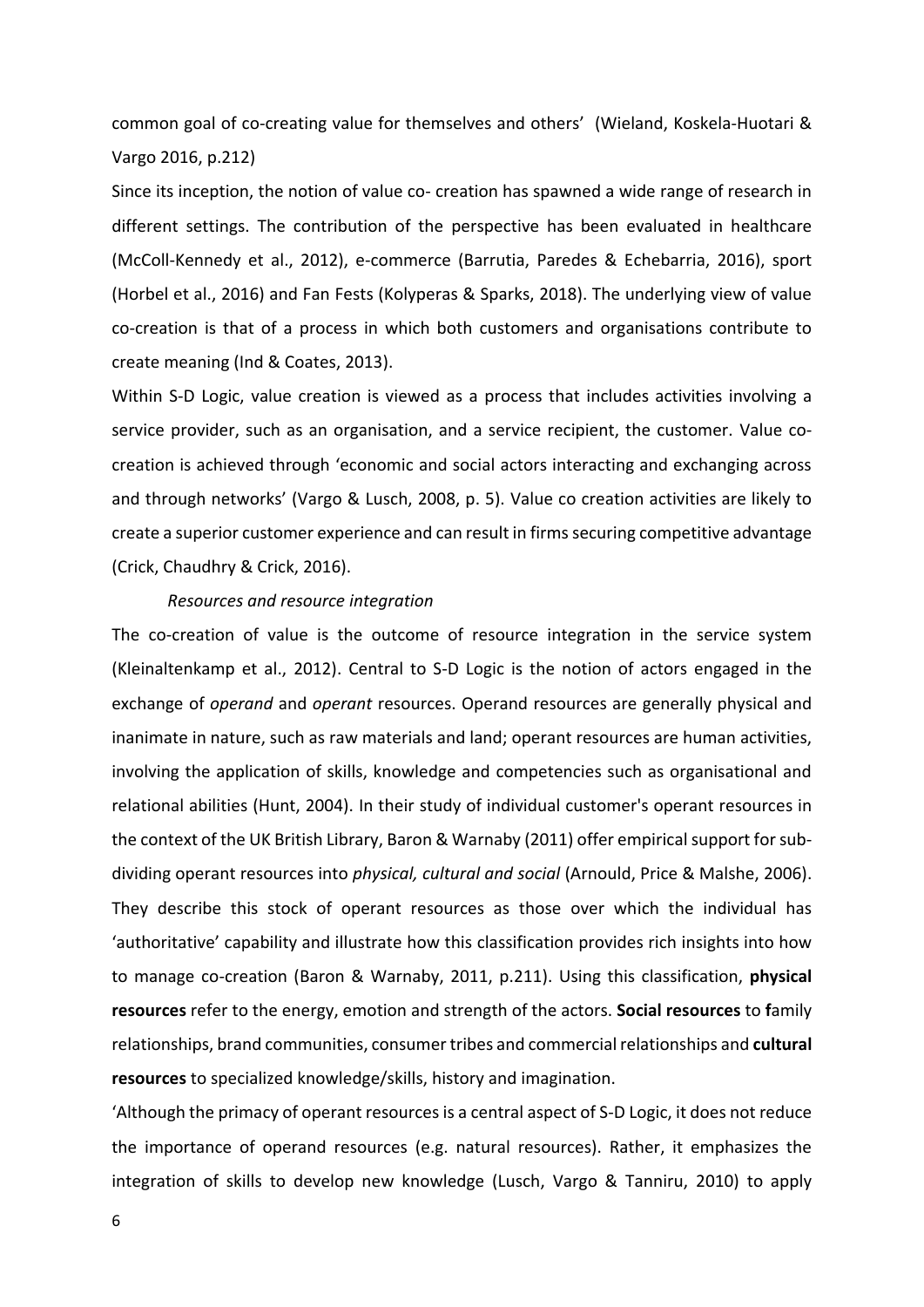common goal of co-creating value for themselves and others' (Wieland, Koskela-Huotari & Vargo 2016, p.212)

Since its inception, the notion of value co- creation has spawned a wide range of research in different settings. The contribution of the perspective has been evaluated in healthcare (McColl-Kennedy et al., 2012), e-commerce (Barrutia, Paredes & Echebarria, 2016), sport (Horbel et al., 2016) and Fan Fests (Kolyperas & Sparks, 2018). The underlying view of value co-creation is that of a process in which both customers and organisations contribute to create meaning (Ind & Coates, 2013).

Within S-D Logic, value creation is viewed as a process that includes activities involving a service provider, such as an organisation, and a service recipient, the customer. Value co-creation is achieved through 'economic and social actors interacting and exchanging across and through networks' (Vargo & Lusch, 2008, p. 5). Value co creation activities are likely to create a superior customer experience and can result in firms securing competitive advantage (Crick, Chaudhry & Crick, 2016).

*Resources and resource integration*

The co-creation of value is the outcome of resource integration in the service system (Kleinaltenkamp et al., 2012). Central to S-D Logic is the notion of actors engaged in the exchange of *operand* and *operant* resources. Operand resources are generally physical and inanimate in nature, such as raw materials and land; operant resources are human activities, involving the application of skills, knowledge and competencies such as organisational and relational abilities (Hunt, 2004). In their study of individual customer's operant resources in the context of the UK British Library, Baron & Warnaby (2011) offer empirical support for sub-dividing operant resources into *physical, cultural and social* (Arnould, Price & Malshe, 2006). They describe this stock of operant resources as those over which the individual has 'authoritative' capability and illustrate how this classification provides rich insights into how to manage co-creation (Baron & Warnaby, 2011, p.211). Using this classification, **physical resources** refer to the energy, emotion and strength of the actors. **Social resources** to **f**amily relationships, brand communities, consumer tribes and commercial relationships and **cultural resources** to specialized knowledge/skills, history and imagination.

'Although the primacy of operant resources is a central aspect of S-D Logic, it does not reduce the importance of operand resources (e.g. natural resources). Rather, it emphasizes the integration of skills to develop new knowledge (Lusch, Vargo & Tanniru, 2010) to apply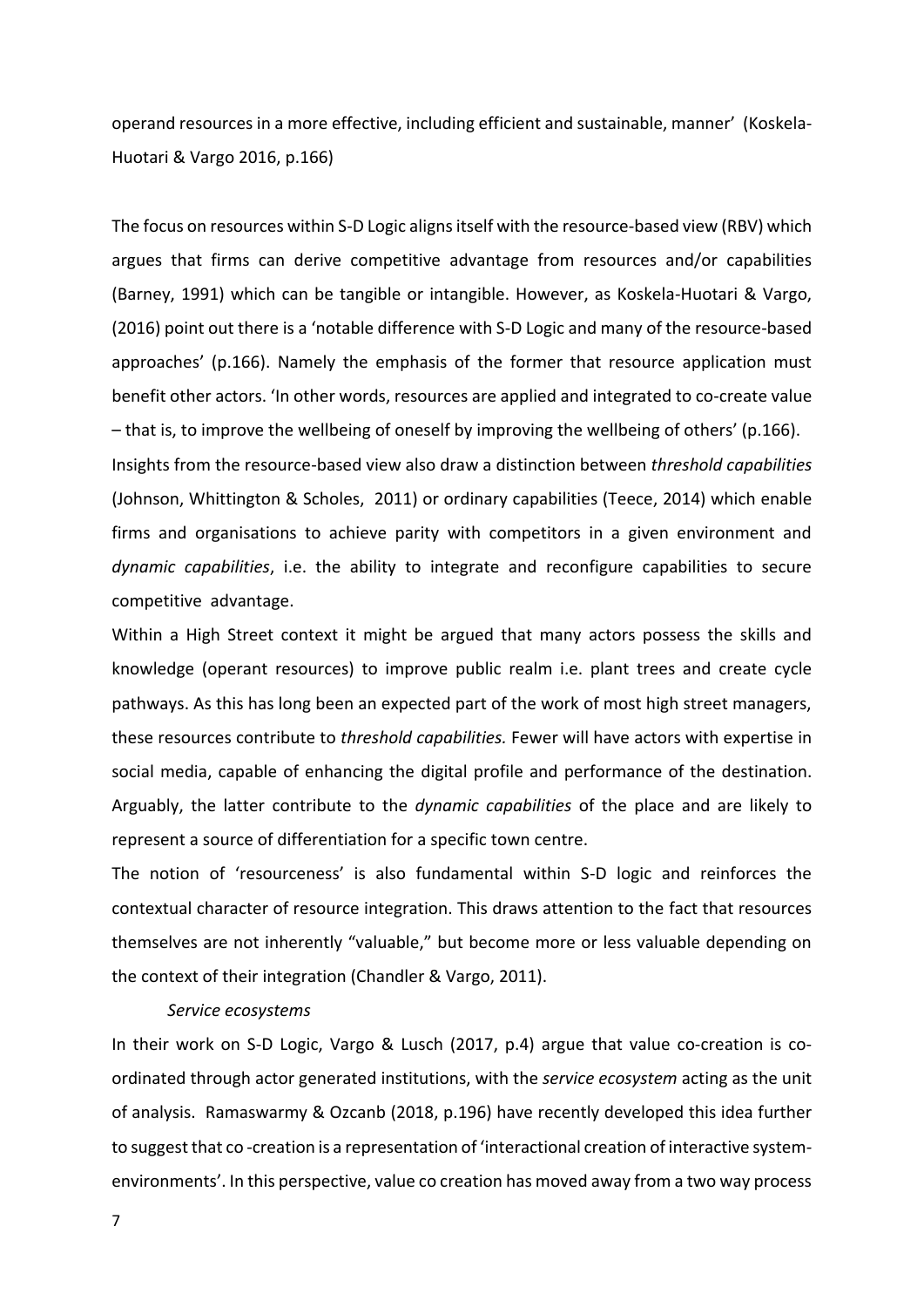operand resources in a more effective, including efficient and sustainable, manner' (Koskela-Huotari & Vargo 2016, p.166)

The focus on resources within S-D Logic aligns itself with the resource-based view (RBV) which argues that firms can derive competitive advantage from resources and/or capabilities (Barney, 1991) which can be tangible or intangible. However, as Koskela-Huotari & Vargo, (2016) point out there is a 'notable difference with S-D Logic and many of the resource-based approaches' (p.166). Namely the emphasis of the former that resource application must benefit other actors. 'In other words, resources are applied and integrated to co-create value – that is, to improve the wellbeing of oneself by improving the wellbeing of others' (p.166).

Insights from the resource-based view also draw a distinction between *threshold capabilities* (Johnson, Whittington & Scholes, 2011) or ordinary capabilities (Teece, 2014) which enable firms and organisations to achieve parity with competitors in a given environment and *dynamic capabilities*, i.e. the ability to integrate and reconfigure capabilities to secure competitive advantage.

Within a High Street context it might be argued that many actors possess the skills and knowledge (operant resources) to improve public realm i.e. plant trees and create cycle pathways. As this has long been an expected part of the work of most high street managers, these resources contribute to *threshold capabilities.* Fewer will have actors with expertise in social media, capable of enhancing the digital profile and performance of the destination. Arguably, the latter contribute to the *dynamic capabilities* of the place and are likely to represent a source of differentiation for a specific town centre.

The notion of 'resourceness' is also fundamental within S-D logic and reinforces the contextual character of resource integration. This draws attention to the fact that resources themselves are not inherently "valuable," but become more or less valuable depending on the context of their integration (Chandler & Vargo, 2011).

*Service ecosystems*

In their work on S-D Logic, Vargo & Lusch (2017, p.4) argue that value co-creation is co-ordinated through actor generated institutions, with the *service ecosystem* acting as the unit of analysis. Ramaswarmy & Ozcanb (2018, p.196) have recently developed this idea further to suggest that co -creation is a representation of 'interactional creation of interactive system-environments'. In this perspective, value co creation has moved away from a two way process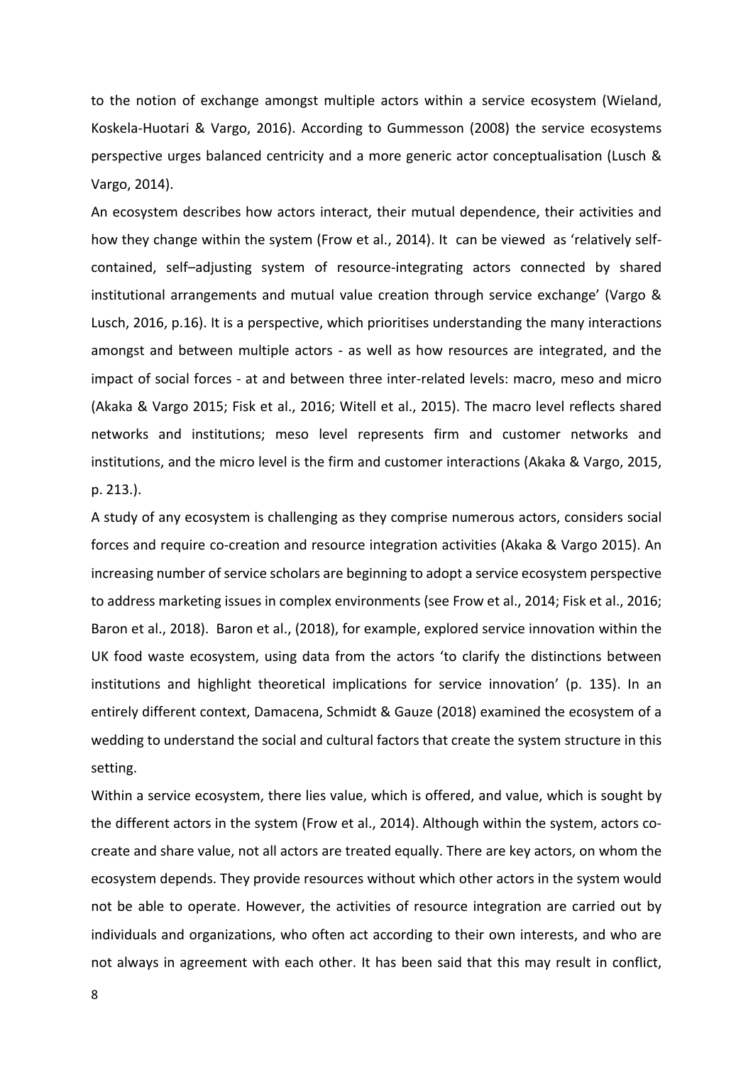to the notion of exchange amongst multiple actors within a service ecosystem (Wieland, Koskela-Huotari & Vargo, 2016). According to Gummesson (2008) the service ecosystems perspective urges balanced centricity and a more generic actor conceptualisation (Lusch & Vargo, 2014).

An ecosystem describes how actors interact, their mutual dependence, their activities and how they change within the system (Frow et al., 2014). It can be viewed as 'relatively self-contained, self–adjusting system of resource-integrating actors connected by shared institutional arrangements and mutual value creation through service exchange' (Vargo & Lusch, 2016, p.16). It is a perspective, which prioritises understanding the many interactions amongst and between multiple actors - as well as how resources are integrated, and the impact of social forces - at and between three inter-related levels: macro, meso and micro (Akaka & Vargo 2015; Fisk et al., 2016; Witell et al., 2015). The macro level reflects shared networks and institutions; meso level represents firm and customer networks and institutions, and the micro level is the firm and customer interactions (Akaka & Vargo, 2015, p. 213.).

A study of any ecosystem is challenging as they comprise numerous actors, considers social forces and require co-creation and resource integration activities (Akaka & Vargo 2015). An increasing number of service scholars are beginning to adopt a service ecosystem perspective to address marketing issues in complex environments (see Frow et al., 2014; Fisk et al., 2016; Baron et al., 2018). Baron et al., (2018), for example, explored service innovation within the UK food waste ecosystem, using data from the actors 'to clarify the distinctions between institutions and highlight theoretical implications for service innovation' (p. 135). In an entirely different context, Damacena, Schmidt & Gauze (2018) examined the ecosystem of a wedding to understand the social and cultural factors that create the system structure in this setting.

Within a service ecosystem, there lies value, which is offered, and value, which is sought by the different actors in the system (Frow et al., 2014). Although within the system, actors co-create and share value, not all actors are treated equally. There are key actors, on whom the ecosystem depends. They provide resources without which other actors in the system would not be able to operate. However, the activities of resource integration are carried out by individuals and organizations, who often act according to their own interests, and who are not always in agreement with each other. It has been said that this may result in conflict,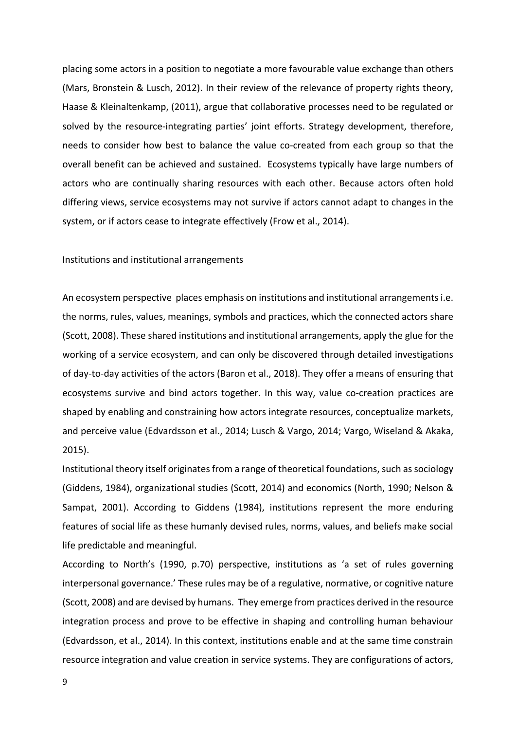placing some actors in a position to negotiate a more favourable value exchange than others (Mars, Bronstein & Lusch, 2012). In their review of the relevance of property rights theory, Haase & Kleinaltenkamp, (2011), argue that collaborative processes need to be regulated or solved by the resource-integrating parties' joint efforts. Strategy development, therefore, needs to consider how best to balance the value co-created from each group so that the overall benefit can be achieved and sustained. Ecosystems typically have large numbers of actors who are continually sharing resources with each other. Because actors often hold differing views, service ecosystems may not survive if actors cannot adapt to changes in the system, or if actors cease to integrate effectively (Frow et al., 2014).

## Institutions and institutional arrangements

An ecosystem perspective places emphasis on institutions and institutional arrangements i.e. the norms, rules, values, meanings, symbols and practices, which the connected actors share (Scott, 2008). These shared institutions and institutional arrangements, apply the glue for the working of a service ecosystem, and can only be discovered through detailed investigations of day-to-day activities of the actors (Baron et al., 2018). They offer a means of ensuring that ecosystems survive and bind actors together. In this way, value co-creation practices are shaped by enabling and constraining how actors integrate resources, conceptualize markets, and perceive value (Edvardsson et al., 2014; Lusch & Vargo, 2014; Vargo, Wiseland & Akaka, 2015).

Institutional theory itself originates from a range of theoretical foundations, such as sociology (Giddens, 1984), organizational studies (Scott, 2014) and economics (North, 1990; Nelson & Sampat, 2001). According to Giddens (1984), institutions represent the more enduring features of social life as these humanly devised rules, norms, values, and beliefs make social life predictable and meaningful.

According to North's (1990, p.70) perspective, institutions as 'a set of rules governing interpersonal governance.' These rules may be of a regulative, normative, or cognitive nature (Scott, 2008) and are devised by humans. They emerge from practices derived in the resource integration process and prove to be effective in shaping and controlling human behaviour (Edvardsson, et al., 2014). In this context, institutions enable and at the same time constrain resource integration and value creation in service systems. They are configurations of actors,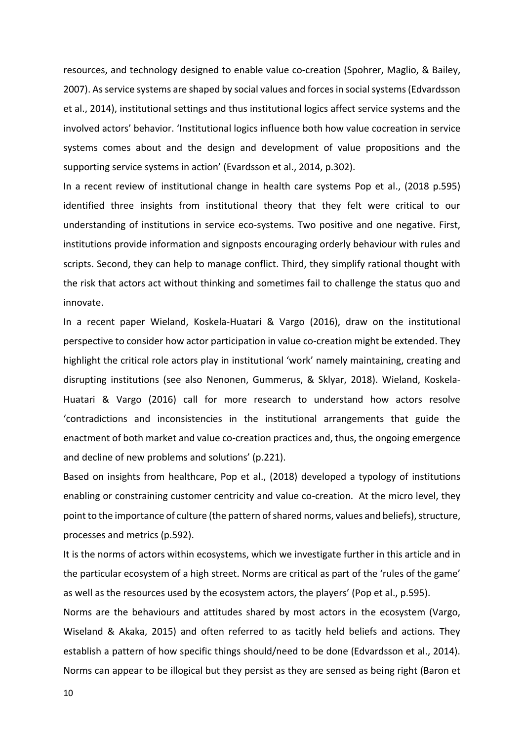resources, and technology designed to enable value co-creation (Spohrer, Maglio, & Bailey, 2007). As service systems are shaped by social values and forces in social systems (Edvardsson et al., 2014), institutional settings and thus institutional logics affect service systems and the involved actors' behavior. 'Institutional logics influence both how value cocreation in service systems comes about and the design and development of value propositions and the supporting service systems in action' (Evardsson et al., 2014, p.302).

In a recent review of institutional change in health care systems Pop et al., (2018 p.595) identified three insights from institutional theory that they felt were critical to our understanding of institutions in service eco-systems. Two positive and one negative. First, institutions provide information and signposts encouraging orderly behaviour with rules and scripts. Second, they can help to manage conflict. Third, they simplify rational thought with the risk that actors act without thinking and sometimes fail to challenge the status quo and innovate.

In a recent paper Wieland, Koskela-Huatari & Vargo (2016), draw on the institutional perspective to consider how actor participation in value co-creation might be extended. They highlight the critical role actors play in institutional 'work' namely maintaining, creating and disrupting institutions (see also Nenonen, Gummerus, & Sklyar, 2018). Wieland, Koskela-Huatari & Vargo (2016) call for more research to understand how actors resolve 'contradictions and inconsistencies in the institutional arrangements that guide the enactment of both market and value co-creation practices and, thus, the ongoing emergence and decline of new problems and solutions' (p.221).

Based on insights from healthcare, Pop et al., (2018) developed a typology of institutions enabling or constraining customer centricity and value co-creation. At the micro level, they point to the importance of culture (the pattern of shared norms, values and beliefs), structure, processes and metrics (p.592).

It is the norms of actors within ecosystems, which we investigate further in this article and in the particular ecosystem of a high street. Norms are critical as part of the 'rules of the game' as well as the resources used by the ecosystem actors, the players' (Pop et al., p.595).

Norms are the behaviours and attitudes shared by most actors in the ecosystem (Vargo, Wiseland & Akaka, 2015) and often referred to as tacitly held beliefs and actions. They establish a pattern of how specific things should/need to be done (Edvardsson et al., 2014). Norms can appear to be illogical but they persist as they are sensed as being right (Baron et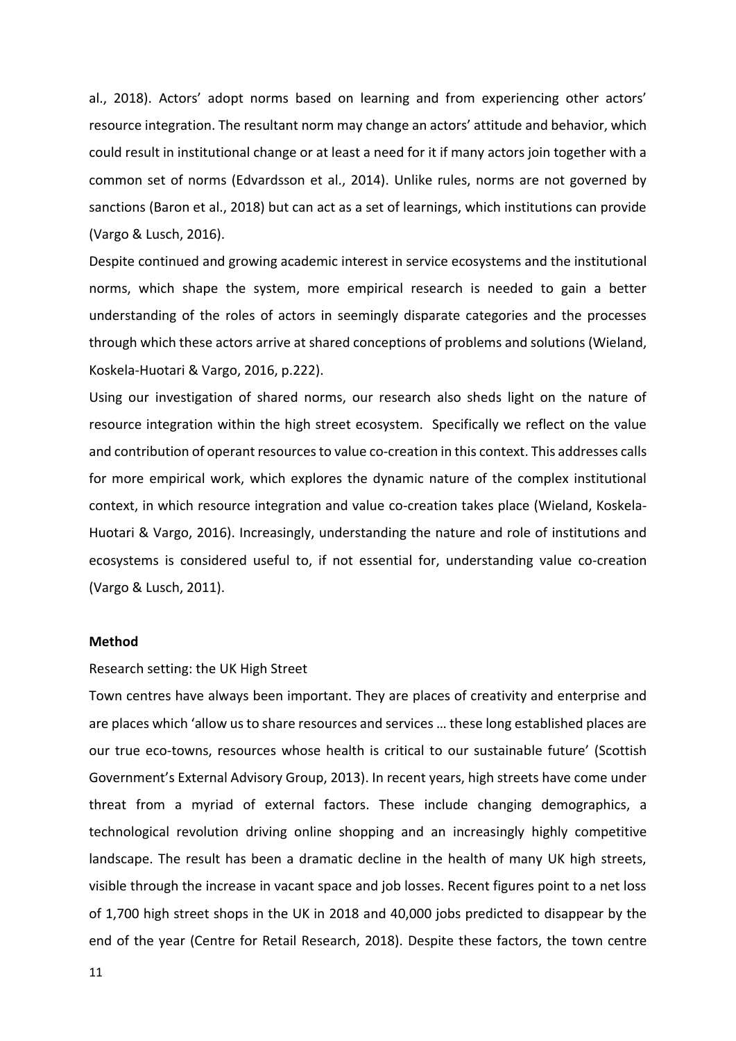al., 2018). Actors' adopt norms based on learning and from experiencing other actors' resource integration. The resultant norm may change an actors' attitude and behavior, which could result in institutional change or at least a need for it if many actors join together with a common set of norms (Edvardsson et al., 2014). Unlike rules, norms are not governed by sanctions (Baron et al., 2018) but can act as a set of learnings, which institutions can provide (Vargo & Lusch, 2016).

Despite continued and growing academic interest in service ecosystems and the institutional norms, which shape the system, more empirical research is needed to gain a better understanding of the roles of actors in seemingly disparate categories and the processes through which these actors arrive at shared conceptions of problems and solutions (Wieland, Koskela-Huotari & Vargo, 2016, p.222).

Using our investigation of shared norms, our research also sheds light on the nature of resource integration within the high street ecosystem. Specifically we reflect on the value and contribution of operant resources to value co-creation in this context. This addresses calls for more empirical work, which explores the dynamic nature of the complex institutional context, in which resource integration and value co-creation takes place (Wieland, Koskela-Huotari & Vargo, 2016). Increasingly, understanding the nature and role of institutions and ecosystems is considered useful to, if not essential for, understanding value co-creation (Vargo & Lusch, 2011).

## Method

### Research setting: the UK High Street

Town centres have always been important. They are places of creativity and enterprise and are places which 'allow us to share resources and services … these long established places are our true eco-towns, resources whose health is critical to our sustainable future' (Scottish Government's External Advisory Group, 2013). In recent years, high streets have come under threat from a myriad of external factors. These include changing demographics, a technological revolution driving online shopping and an increasingly highly competitive landscape. The result has been a dramatic decline in the health of many UK high streets, visible through the increase in vacant space and job losses. Recent figures point to a net loss of 1,700 high street shops in the UK in 2018 and 40,000 jobs predicted to disappear by the end of the year (Centre for Retail Research, 2018). Despite these factors, the town centre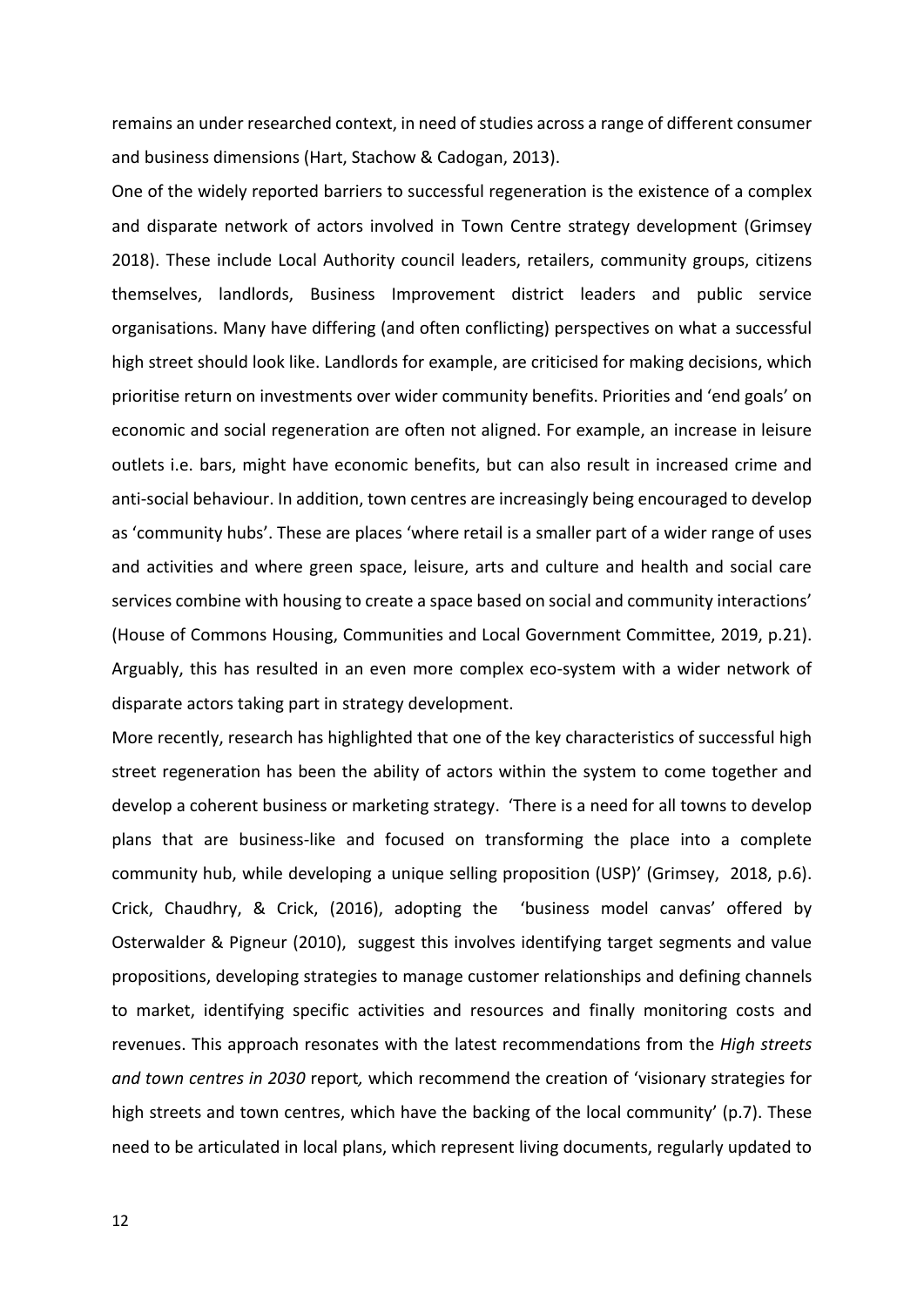remains an under researched context, in need of studies across a range of different consumer and business dimensions (Hart, Stachow & Cadogan, 2013).

One of the widely reported barriers to successful regeneration is the existence of a complex and disparate network of actors involved in Town Centre strategy development (Grimsey 2018). These include Local Authority council leaders, retailers, community groups, citizens themselves, landlords, Business Improvement district leaders and public service organisations. Many have differing (and often conflicting) perspectives on what a successful high street should look like. Landlords for example, are criticised for making decisions, which prioritise return on investments over wider community benefits. Priorities and 'end goals' on economic and social regeneration are often not aligned. For example, an increase in leisure outlets i.e. bars, might have economic benefits, but can also result in increased crime and anti-social behaviour. In addition, town centres are increasingly being encouraged to develop as 'community hubs'. These are places 'where retail is a smaller part of a wider range of uses and activities and where green space, leisure, arts and culture and health and social care services combine with housing to create a space based on social and community interactions' (House of Commons Housing, Communities and Local Government Committee, 2019, p.21). Arguably, this has resulted in an even more complex eco-system with a wider network of disparate actors taking part in strategy development.

More recently, research has highlighted that one of the key characteristics of successful high street regeneration has been the ability of actors within the system to come together and develop a coherent business or marketing strategy. 'There is a need for all towns to develop plans that are business-like and focused on transforming the place into a complete community hub, while developing a unique selling proposition (USP)' (Grimsey, 2018, p.6). Crick, Chaudhry, & Crick, (2016), adopting the 'business model canvas' offered by Osterwalder & Pigneur (2010), suggest this involves identifying target segments and value propositions, developing strategies to manage customer relationships and defining channels to market, identifying specific activities and resources and finally monitoring costs and revenues. This approach resonates with the latest recommendations from the *High streets and town centres in 2030* report*,* which recommend the creation of 'visionary strategies for high streets and town centres, which have the backing of the local community' (p.7). These need to be articulated in local plans, which represent living documents, regularly updated to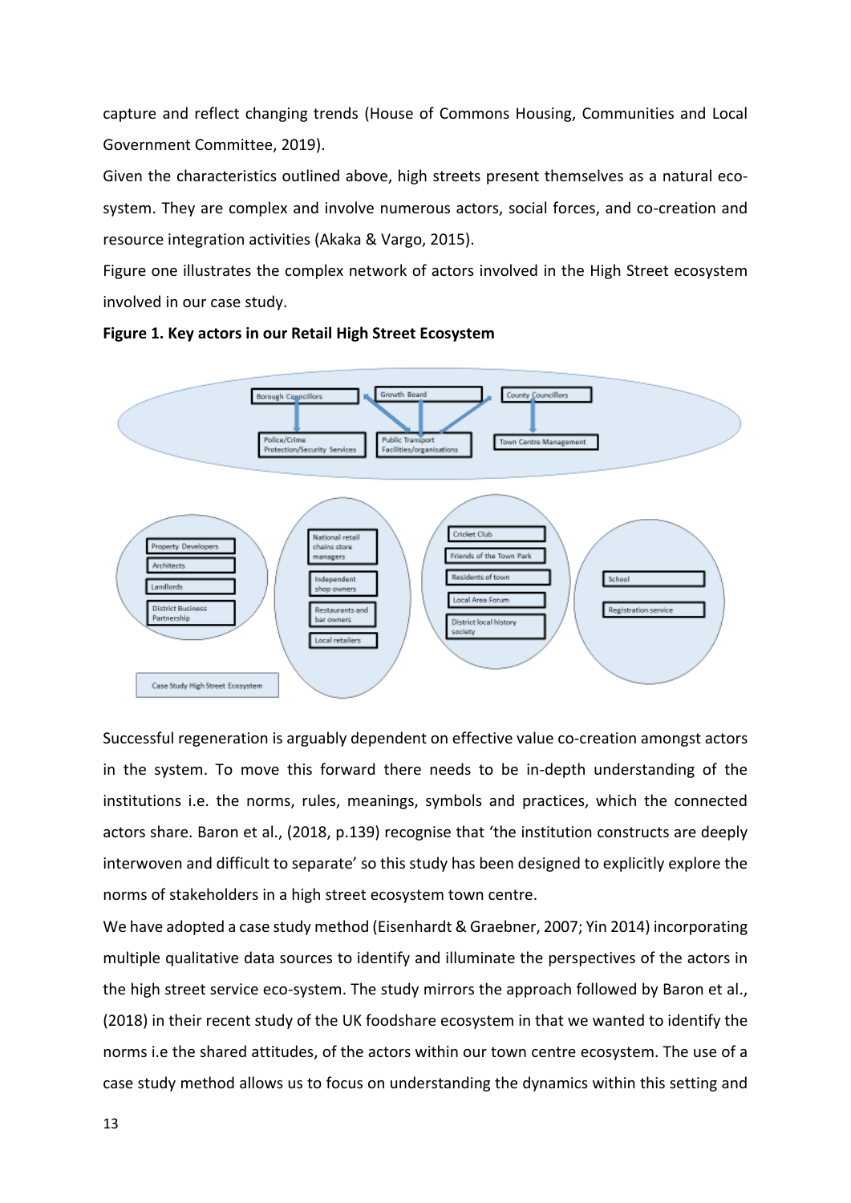capture and reflect changing trends (House of Commons Housing, Communities and Local Government Committee, 2019).

Given the characteristics outlined above, high streets present themselves as a natural eco-system. They are complex and involve numerous actors, social forces, and co-creation and resource integration activities (Akaka & Vargo, 2015).

Figure one illustrates the complex network of actors involved in the High Street ecosystem involved in our case study.

**Figure 1. Key actors in our Retail High Street Ecosystem**

Borough Councillors | Growth Board | County Councillors | Police/Crime Protection/Security Services | Public Transport Facilities/organisations | Town Centre Management

Property Developers | Architects | Landlords | District Business Partnership

National retail chains store managers | Independent shop owners | Restaurants and bar owners | Local retailers

Cricket Club | Friends of the Town Park | Residents of town | Local Area Forum | District local history society

School | Registration service

Case Study High Street Ecosystem

Successful regeneration is arguably dependent on effective value co-creation amongst actors in the system. To move this forward there needs to be in-depth understanding of the institutions i.e. the norms, rules, meanings, symbols and practices, which the connected actors share. Baron et al., (2018, p.139) recognise that 'the institution constructs are deeply interwoven and difficult to separate' so this study has been designed to explicitly explore the norms of stakeholders in a high street ecosystem town centre.

We have adopted a case study method (Eisenhardt & Graebner, 2007; Yin 2014) incorporating multiple qualitative data sources to identify and illuminate the perspectives of the actors in the high street service eco-system. The study mirrors the approach followed by Baron et al., (2018) in their recent study of the UK foodshare ecosystem in that we wanted to identify the norms i.e the shared attitudes, of the actors within our town centre ecosystem. The use of a case study method allows us to focus on understanding the dynamics within this setting and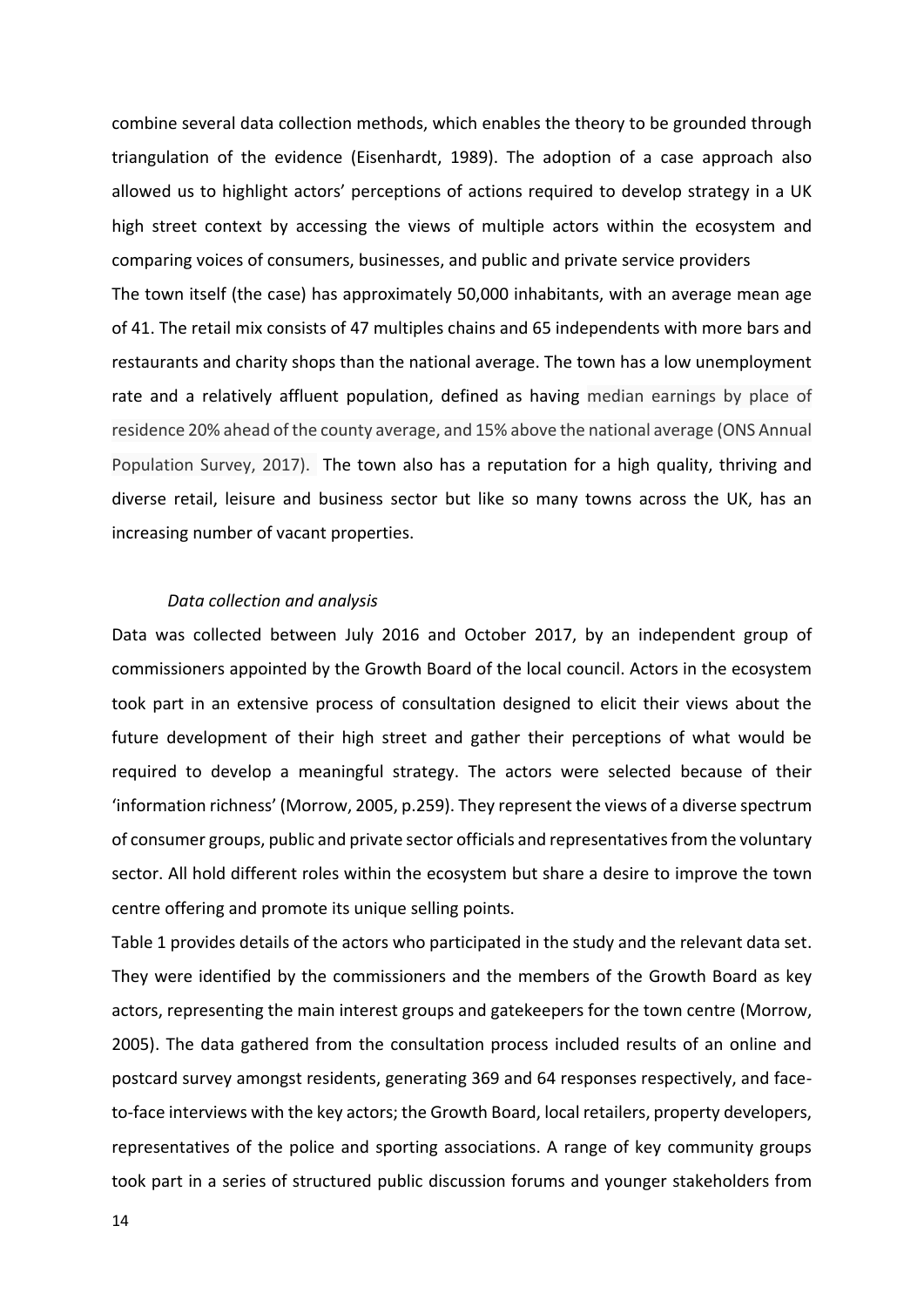combine several data collection methods, which enables the theory to be grounded through triangulation of the evidence (Eisenhardt, 1989). The adoption of a case approach also allowed us to highlight actors' perceptions of actions required to develop strategy in a UK high street context by accessing the views of multiple actors within the ecosystem and comparing voices of consumers, businesses, and public and private service providers

The town itself (the case) has approximately 50,000 inhabitants, with an average mean age of 41. The retail mix consists of 47 multiples chains and 65 independents with more bars and restaurants and charity shops than the national average. The town has a low unemployment rate and a relatively affluent population, defined as having median earnings by place of residence 20% ahead of the county average, and 15% above the national average (ONS Annual Population Survey, 2017). The town also has a reputation for a high quality, thriving and diverse retail, leisure and business sector but like so many towns across the UK, has an increasing number of vacant properties.

*Data collection and analysis*

Data was collected between July 2016 and October 2017, by an independent group of commissioners appointed by the Growth Board of the local council. Actors in the ecosystem took part in an extensive process of consultation designed to elicit their views about the future development of their high street and gather their perceptions of what would be required to develop a meaningful strategy. The actors were selected because of their 'information richness' (Morrow, 2005, p.259). They represent the views of a diverse spectrum of consumer groups, public and private sector officials and representatives from the voluntary sector. All hold different roles within the ecosystem but share a desire to improve the town centre offering and promote its unique selling points.

Table 1 provides details of the actors who participated in the study and the relevant data set. They were identified by the commissioners and the members of the Growth Board as key actors, representing the main interest groups and gatekeepers for the town centre (Morrow, 2005). The data gathered from the consultation process included results of an online and postcard survey amongst residents, generating 369 and 64 responses respectively, and face-to-face interviews with the key actors; the Growth Board, local retailers, property developers, representatives of the police and sporting associations. A range of key community groups took part in a series of structured public discussion forums and younger stakeholders from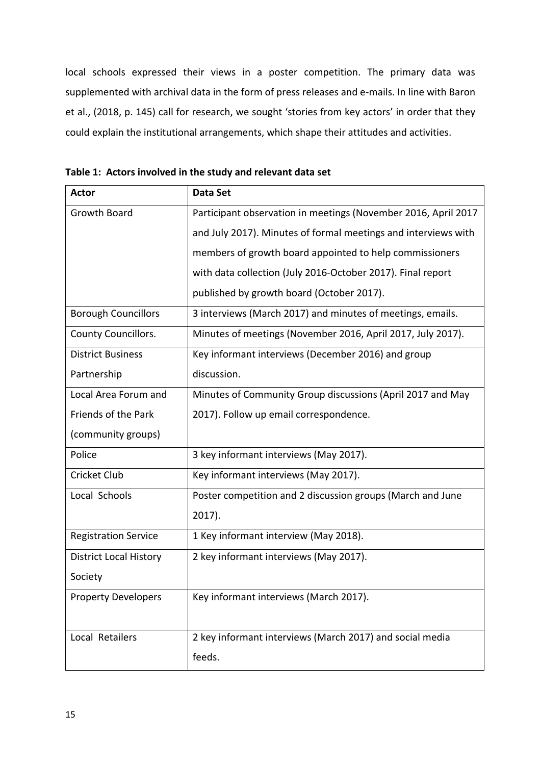local schools expressed their views in a poster competition. The primary data was supplemented with archival data in the form of press releases and e-mails. In line with Baron et al., (2018, p. 145) call for research, we sought 'stories from key actors' in order that they could explain the institutional arrangements, which shape their attitudes and activities.

**Table 1: Actors involved in the study and relevant data set**

| Actor | Data Set |
|---|---|
| Growth Board | Participant observation in meetings (November 2016, April 2017 and July 2017). Minutes of formal meetings and interviews with members of growth board appointed to help commissioners with data collection (July 2016-October 2017). Final report published by growth board (October 2017). |
| Borough Councillors | 3 interviews (March 2017) and minutes of meetings, emails. |
| County Councillors. | Minutes of meetings (November 2016, April 2017, July 2017). |
| District Business Partnership | Key informant interviews (December 2016) and group discussion. |
| Local Area Forum and Friends of the Park (community groups) | Minutes of Community Group discussions (April 2017 and May 2017). Follow up email correspondence. |
| Police | 3 key informant interviews (May 2017). |
| Cricket Club | Key informant interviews (May 2017). |
| Local Schools | Poster competition and 2 discussion groups (March and June 2017). |
| Registration Service | 1 Key informant interview (May 2018). |
| District Local History Society | 2 key informant interviews (May 2017). |
| Property Developers | Key informant interviews (March 2017). |
| Local Retailers | 2 key informant interviews (March 2017) and social media feeds. |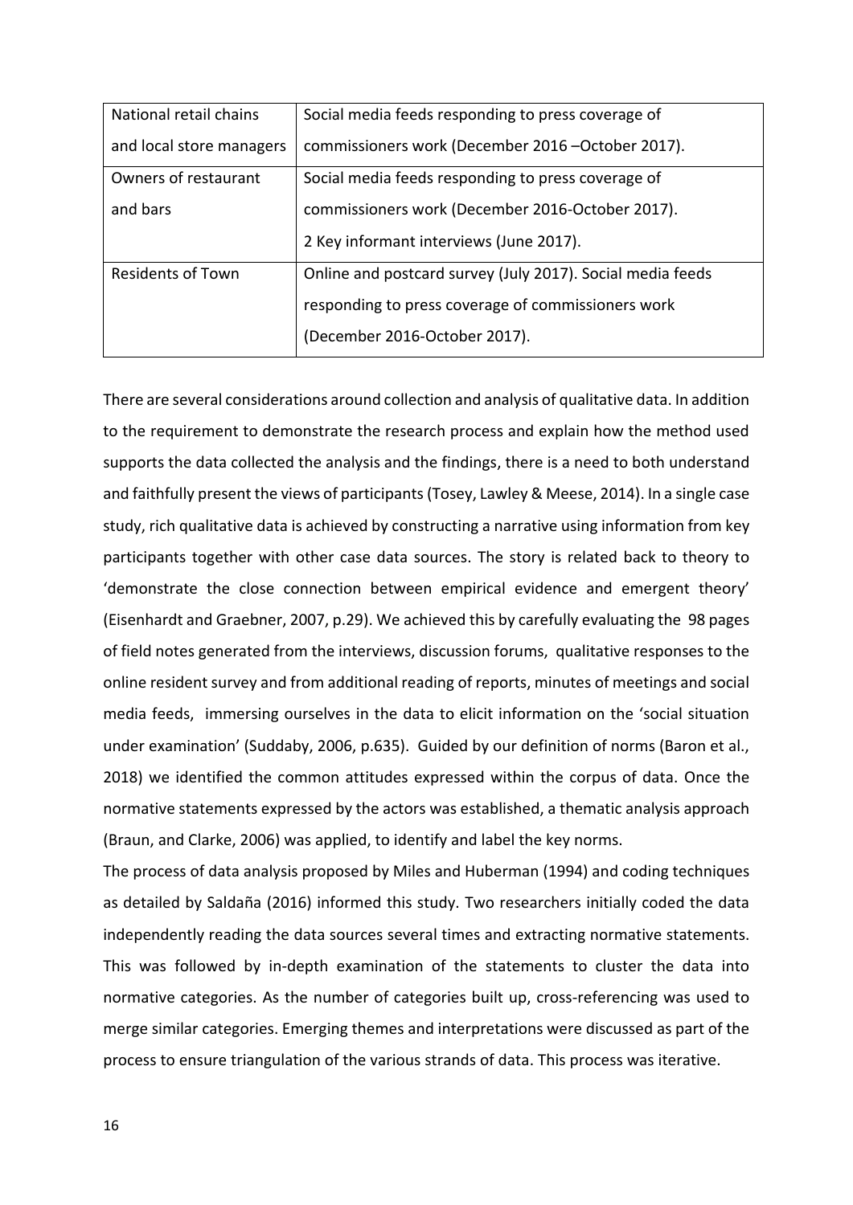| National retail chains and local store managers | Social media feeds responding to press coverage of commissioners work (December 2016 –October 2017). |
|---|---|
| Owners of restaurant and bars | Social media feeds responding to press coverage of commissioners work (December 2016-October 2017). 2 Key informant interviews (June 2017). |
| Residents of Town | Online and postcard survey (July 2017). Social media feeds responding to press coverage of commissioners work (December 2016-October 2017). |

There are several considerations around collection and analysis of qualitative data. In addition to the requirement to demonstrate the research process and explain how the method used supports the data collected the analysis and the findings, there is a need to both understand and faithfully present the views of participants (Tosey, Lawley & Meese, 2014). In a single case study, rich qualitative data is achieved by constructing a narrative using information from key participants together with other case data sources. The story is related back to theory to 'demonstrate the close connection between empirical evidence and emergent theory' (Eisenhardt and Graebner, 2007, p.29). We achieved this by carefully evaluating the 98 pages of field notes generated from the interviews, discussion forums, qualitative responses to the online resident survey and from additional reading of reports, minutes of meetings and social media feeds, immersing ourselves in the data to elicit information on the 'social situation under examination' (Suddaby, 2006, p.635). Guided by our definition of norms (Baron et al., 2018) we identified the common attitudes expressed within the corpus of data. Once the normative statements expressed by the actors was established, a thematic analysis approach (Braun, and Clarke, 2006) was applied, to identify and label the key norms.

The process of data analysis proposed by Miles and Huberman (1994) and coding techniques as detailed by Saldaña (2016) informed this study. Two researchers initially coded the data independently reading the data sources several times and extracting normative statements. This was followed by in-depth examination of the statements to cluster the data into normative categories. As the number of categories built up, cross-referencing was used to merge similar categories. Emerging themes and interpretations were discussed as part of the process to ensure triangulation of the various strands of data. This process was iterative.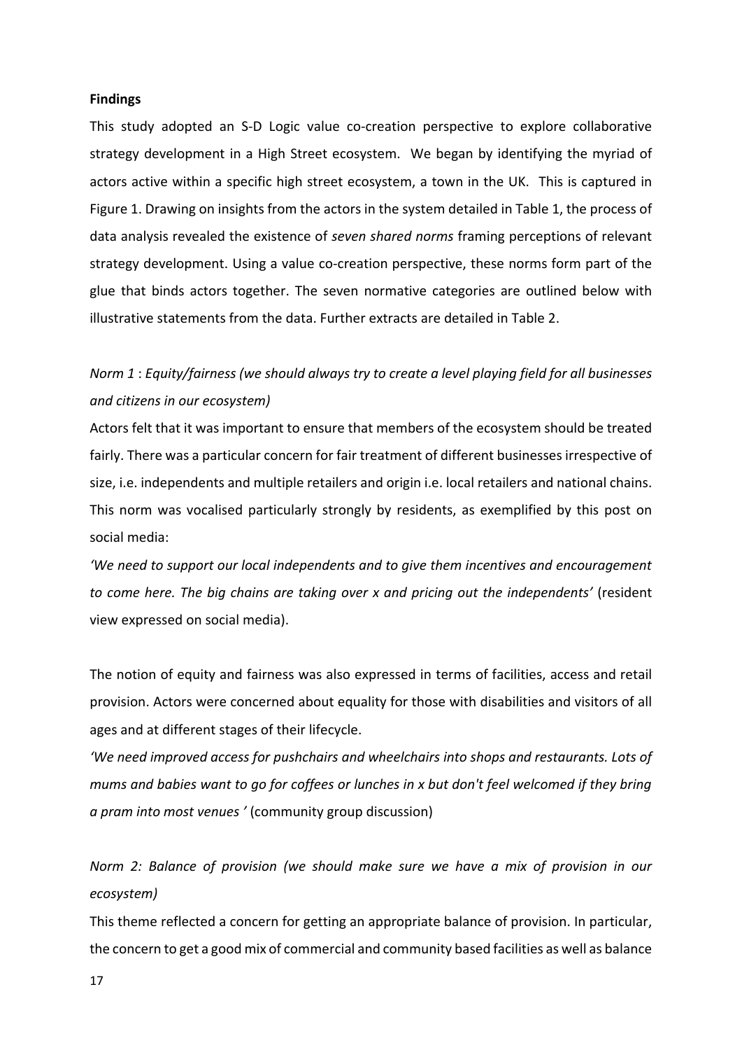**Findings**

This study adopted an S-D Logic value co-creation perspective to explore collaborative strategy development in a High Street ecosystem. We began by identifying the myriad of actors active within a specific high street ecosystem, a town in the UK. This is captured in Figure 1. Drawing on insights from the actors in the system detailed in Table 1, the process of data analysis revealed the existence of *seven shared norms* framing perceptions of relevant strategy development. Using a value co-creation perspective, these norms form part of the glue that binds actors together. The seven normative categories are outlined below with illustrative statements from the data. Further extracts are detailed in Table 2.

*Norm 1* : *Equity/fairness (we should always try to create a level playing field for all businesses and citizens in our ecosystem)*

Actors felt that it was important to ensure that members of the ecosystem should be treated fairly. There was a particular concern for fair treatment of different businesses irrespective of size, i.e. independents and multiple retailers and origin i.e. local retailers and national chains. This norm was vocalised particularly strongly by residents, as exemplified by this post on social media:

*'We need to support our local independents and to give them incentives and encouragement to come here. The big chains are taking over x and pricing out the independents'* (resident view expressed on social media).

The notion of equity and fairness was also expressed in terms of facilities, access and retail provision. Actors were concerned about equality for those with disabilities and visitors of all ages and at different stages of their lifecycle.

*'We need improved access for pushchairs and wheelchairs into shops and restaurants. Lots of mums and babies want to go for coffees or lunches in x but don't feel welcomed if they bring a pram into most venues '* (community group discussion)

*Norm 2: Balance of provision (we should make sure we have a mix of provision in our ecosystem)*

This theme reflected a concern for getting an appropriate balance of provision. In particular, the concern to get a good mix of commercial and community based facilities as well as balance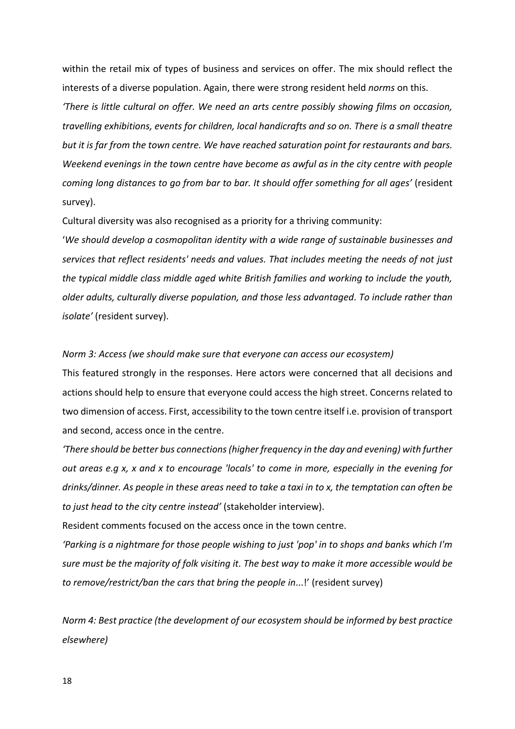within the retail mix of types of business and services on offer. The mix should reflect the interests of a diverse population. Again, there were strong resident held *norms* on this.

*'There is little cultural on offer. We need an arts centre possibly showing films on occasion, travelling exhibitions, events for children, local handicrafts and so on. There is a small theatre but it is far from the town centre. We have reached saturation point for restaurants and bars. Weekend evenings in the town centre have become as awful as in the city centre with people coming long distances to go from bar to bar. It should offer something for all ages'* (resident survey).

Cultural diversity was also recognised as a priority for a thriving community:

'*We should develop a cosmopolitan identity with a wide range of sustainable businesses and services that reflect residents' needs and values. That includes meeting the needs of not just the typical middle class middle aged white British families and working to include the youth, older adults, culturally diverse population, and those less advantaged. To include rather than isolate'* (resident survey).

*Norm 3: Access (we should make sure that everyone can access our ecosystem)*

This featured strongly in the responses. Here actors were concerned that all decisions and actions should help to ensure that everyone could access the high street. Concerns related to two dimension of access. First, accessibility to the town centre itself i.e. provision of transport and second, access once in the centre.

*'There should be better bus connections (higher frequency in the day and evening) with further out areas e.g x, x and x to encourage 'locals' to come in more, especially in the evening for drinks/dinner. As people in these areas need to take a taxi in to x, the temptation can often be to just head to the city centre instead'* (stakeholder interview).

Resident comments focused on the access once in the town centre.

*'Parking is a nightmare for those people wishing to just 'pop' in to shops and banks which I'm sure must be the majority of folk visiting it. The best way to make it more accessible would be to remove/restrict/ban the cars that bring the people in*...!' (resident survey)

*Norm 4: Best practice (the development of our ecosystem should be informed by best practice elsewhere)*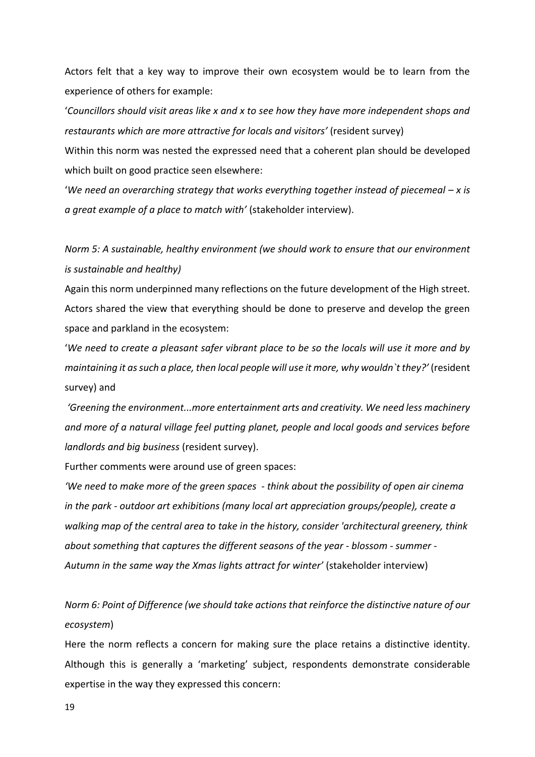Actors felt that a key way to improve their own ecosystem would be to learn from the experience of others for example:

'*Councillors should visit areas like x and x to see how they have more independent shops and restaurants which are more attractive for locals and visitors'* (resident survey)

Within this norm was nested the expressed need that a coherent plan should be developed which built on good practice seen elsewhere:

'*We need an overarching strategy that works everything together instead of piecemeal – x is a great example of a place to match with'* (stakeholder interview).

*Norm 5: A sustainable, healthy environment (we should work to ensure that our environment is sustainable and healthy)*

Again this norm underpinned many reflections on the future development of the High street. Actors shared the view that everything should be done to preserve and develop the green space and parkland in the ecosystem:

'*We need to create a pleasant safer vibrant place to be so the locals will use it more and by maintaining it as such a place, then local people will use it more, why wouldn`t they?'* (resident survey) and

*'Greening the environment...more entertainment arts and creativity. We need less machinery and more of a natural village feel putting planet, people and local goods and services before landlords and big business* (resident survey).

Further comments were around use of green spaces:

*'We need to make more of the green spaces - think about the possibility of open air cinema in the park - outdoor art exhibitions (many local art appreciation groups/people), create a walking map of the central area to take in the history, consider 'architectural greenery, think about something that captures the different seasons of the year - blossom - summer - Autumn in the same way the Xmas lights attract for winter'* (stakeholder interview)

*Norm 6: Point of Difference (we should take actions that reinforce the distinctive nature of our ecosystem*)

Here the norm reflects a concern for making sure the place retains a distinctive identity. Although this is generally a 'marketing' subject, respondents demonstrate considerable expertise in the way they expressed this concern: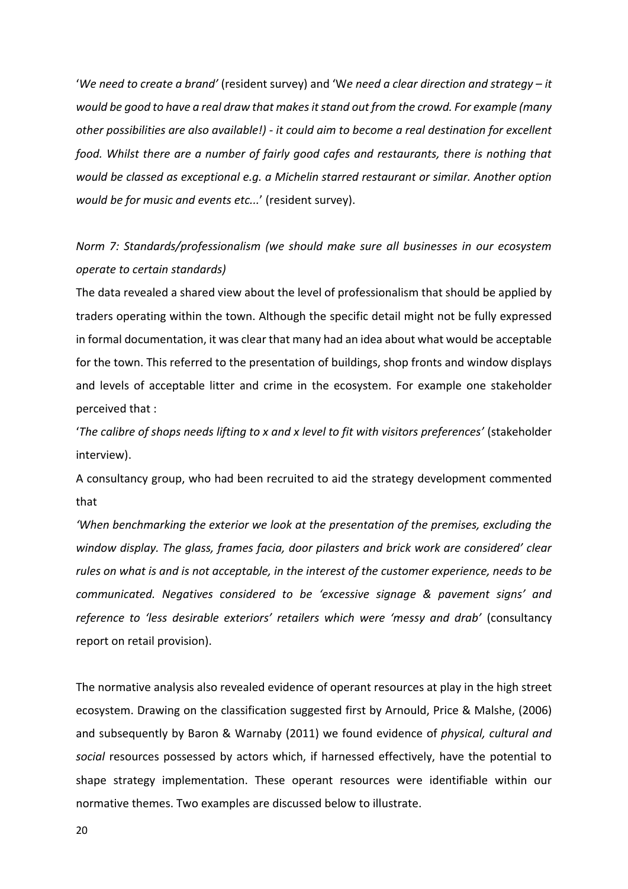'*We need to create a brand'* (resident survey) and 'W*e need a clear direction and strategy – it would be good to have a real draw that makes it stand out from the crowd. For example (many other possibilities are also available!) - it could aim to become a real destination for excellent food. Whilst there are a number of fairly good cafes and restaurants, there is nothing that would be classed as exceptional e.g. a Michelin starred restaurant or similar. Another option would be for music and events etc..*.' (resident survey).

*Norm 7: Standards/professionalism (we should make sure all businesses in our ecosystem operate to certain standards)*

The data revealed a shared view about the level of professionalism that should be applied by traders operating within the town. Although the specific detail might not be fully expressed in formal documentation, it was clear that many had an idea about what would be acceptable for the town. This referred to the presentation of buildings, shop fronts and window displays and levels of acceptable litter and crime in the ecosystem. For example one stakeholder perceived that :

'*The calibre of shops needs lifting to x and x level to fit with visitors preferences'* (stakeholder interview).

A consultancy group, who had been recruited to aid the strategy development commented that

*'When benchmarking the exterior we look at the presentation of the premises, excluding the window display. The glass, frames facia, door pilasters and brick work are considered' clear rules on what is and is not acceptable, in the interest of the customer experience, needs to be communicated. Negatives considered to be 'excessive signage & pavement signs' and reference to 'less desirable exteriors' retailers which were 'messy and drab'* (consultancy report on retail provision).

The normative analysis also revealed evidence of operant resources at play in the high street ecosystem. Drawing on the classification suggested first by Arnould, Price & Malshe, (2006) and subsequently by Baron & Warnaby (2011) we found evidence of *physical, cultural and social* resources possessed by actors which, if harnessed effectively, have the potential to shape strategy implementation. These operant resources were identifiable within our normative themes. Two examples are discussed below to illustrate.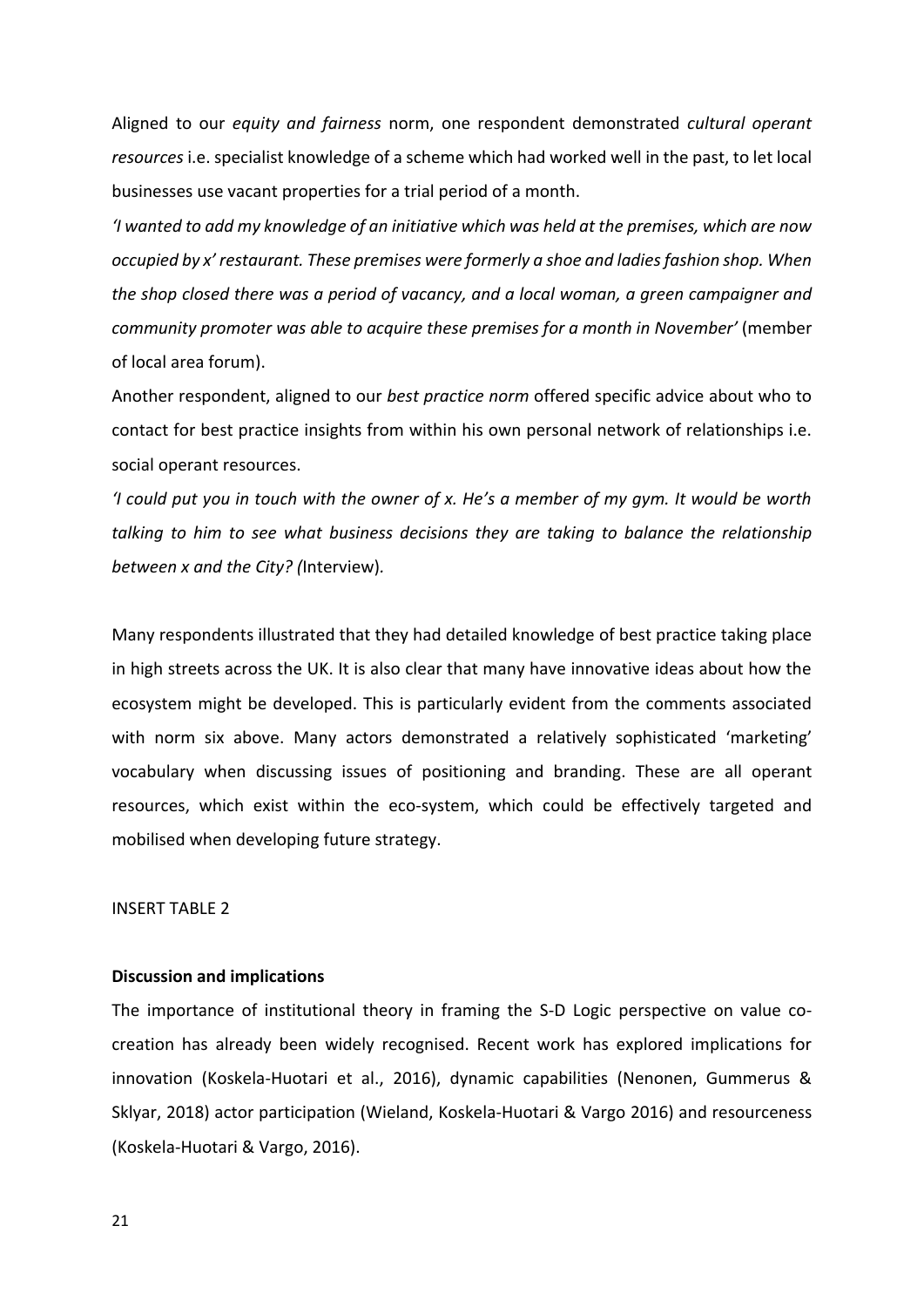Aligned to our *equity and fairness* norm, one respondent demonstrated *cultural operant resources* i.e. specialist knowledge of a scheme which had worked well in the past, to let local businesses use vacant properties for a trial period of a month.

*'I wanted to add my knowledge of an initiative which was held at the premises, which are now occupied by x' restaurant. These premises were formerly a shoe and ladies fashion shop. When the shop closed there was a period of vacancy, and a local woman, a green campaigner and community promoter was able to acquire these premises for a month in November'* (member of local area forum).

Another respondent, aligned to our *best practice norm* offered specific advice about who to contact for best practice insights from within his own personal network of relationships i.e. social operant resources.

*'I could put you in touch with the owner of x. He's a member of my gym. It would be worth talking to him to see what business decisions they are taking to balance the relationship between x and the City? (*Interview).

Many respondents illustrated that they had detailed knowledge of best practice taking place in high streets across the UK. It is also clear that many have innovative ideas about how the ecosystem might be developed. This is particularly evident from the comments associated with norm six above. Many actors demonstrated a relatively sophisticated 'marketing' vocabulary when discussing issues of positioning and branding. These are all operant resources, which exist within the eco-system, which could be effectively targeted and mobilised when developing future strategy.

INSERT TABLE 2

**Discussion and implications**

The importance of institutional theory in framing the S-D Logic perspective on value co-creation has already been widely recognised. Recent work has explored implications for innovation (Koskela-Huotari et al., 2016), dynamic capabilities (Nenonen, Gummerus & Sklyar, 2018) actor participation (Wieland, Koskela-Huotari & Vargo 2016) and resourceness (Koskela-Huotari & Vargo, 2016).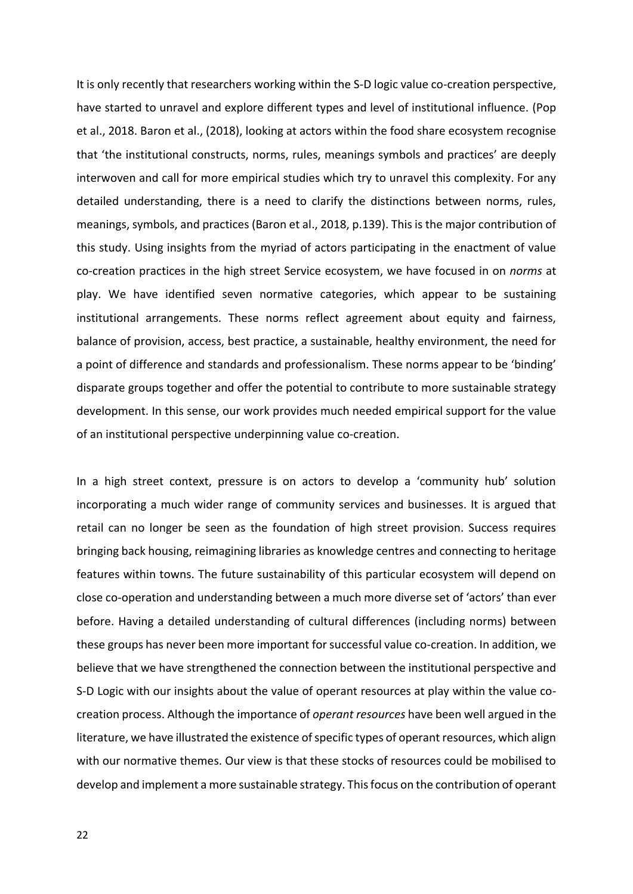It is only recently that researchers working within the S-D logic value co-creation perspective, have started to unravel and explore different types and level of institutional influence. (Pop et al., 2018. Baron et al., (2018), looking at actors within the food share ecosystem recognise that 'the institutional constructs, norms, rules, meanings symbols and practices' are deeply interwoven and call for more empirical studies which try to unravel this complexity. For any detailed understanding, there is a need to clarify the distinctions between norms, rules, meanings, symbols, and practices (Baron et al., 2018, p.139). This is the major contribution of this study. Using insights from the myriad of actors participating in the enactment of value co-creation practices in the high street Service ecosystem, we have focused in on *norms* at play. We have identified seven normative categories, which appear to be sustaining institutional arrangements. These norms reflect agreement about equity and fairness, balance of provision, access, best practice, a sustainable, healthy environment, the need for a point of difference and standards and professionalism. These norms appear to be 'binding' disparate groups together and offer the potential to contribute to more sustainable strategy development. In this sense, our work provides much needed empirical support for the value of an institutional perspective underpinning value co-creation.

In a high street context, pressure is on actors to develop a 'community hub' solution incorporating a much wider range of community services and businesses. It is argued that retail can no longer be seen as the foundation of high street provision. Success requires bringing back housing, reimagining libraries as knowledge centres and connecting to heritage features within towns. The future sustainability of this particular ecosystem will depend on close co-operation and understanding between a much more diverse set of 'actors' than ever before. Having a detailed understanding of cultural differences (including norms) between these groups has never been more important for successful value co-creation. In addition, we believe that we have strengthened the connection between the institutional perspective and S-D Logic with our insights about the value of operant resources at play within the value co-creation process. Although the importance of *operant resources* have been well argued in the literature, we have illustrated the existence of specific types of operant resources, which align with our normative themes. Our view is that these stocks of resources could be mobilised to develop and implement a more sustainable strategy. This focus on the contribution of operant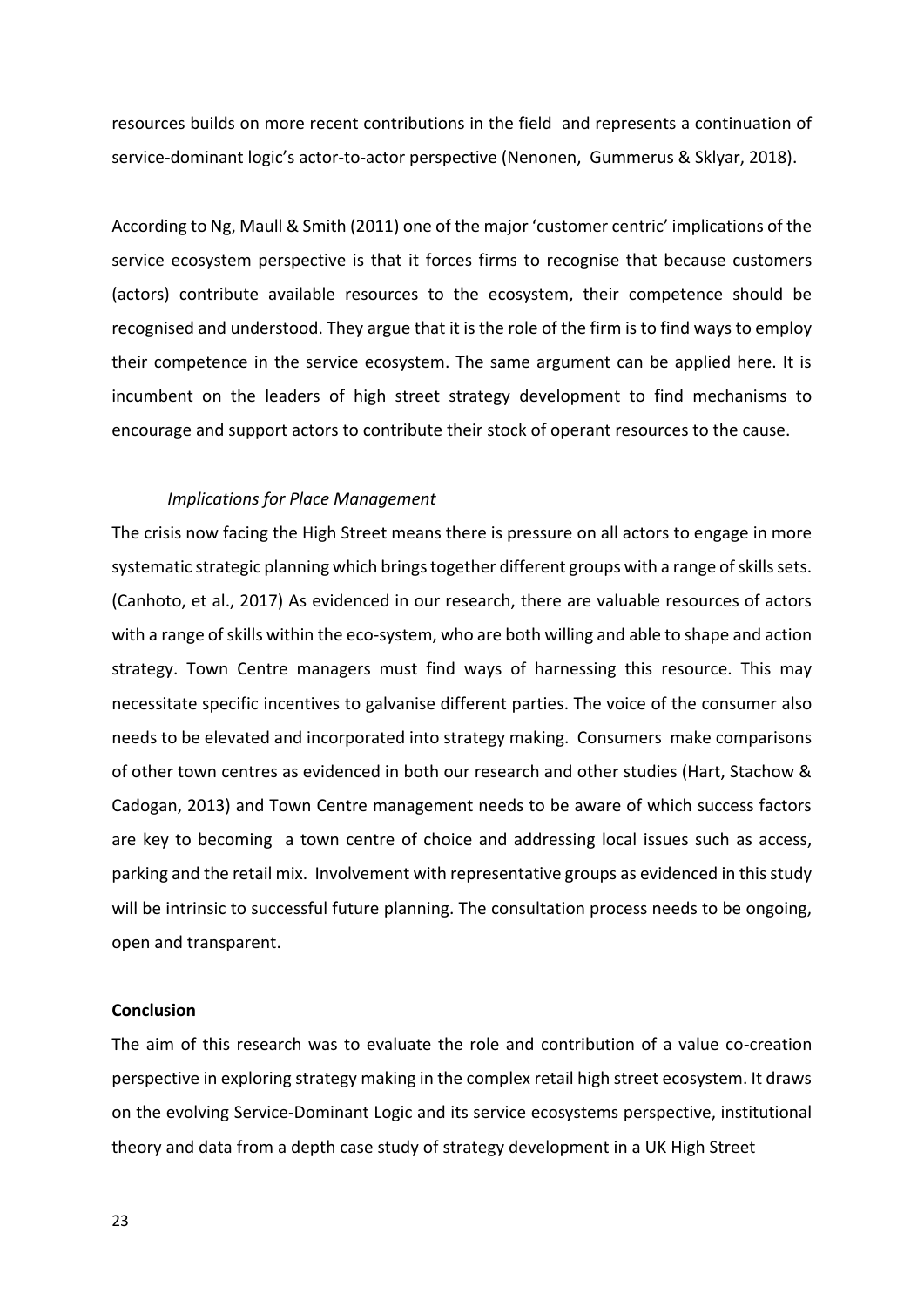resources builds on more recent contributions in the field and represents a continuation of service-dominant logic's actor-to-actor perspective (Nenonen, Gummerus & Sklyar, 2018).

According to Ng, Maull & Smith (2011) one of the major 'customer centric' implications of the service ecosystem perspective is that it forces firms to recognise that because customers (actors) contribute available resources to the ecosystem, their competence should be recognised and understood. They argue that it is the role of the firm is to find ways to employ their competence in the service ecosystem. The same argument can be applied here. It is incumbent on the leaders of high street strategy development to find mechanisms to encourage and support actors to contribute their stock of operant resources to the cause.

*Implications for Place Management*

The crisis now facing the High Street means there is pressure on all actors to engage in more systematic strategic planning which brings together different groups with a range of skills sets. (Canhoto, et al., 2017) As evidenced in our research, there are valuable resources of actors with a range of skills within the eco-system, who are both willing and able to shape and action strategy. Town Centre managers must find ways of harnessing this resource. This may necessitate specific incentives to galvanise different parties. The voice of the consumer also needs to be elevated and incorporated into strategy making. Consumers make comparisons of other town centres as evidenced in both our research and other studies (Hart, Stachow & Cadogan, 2013) and Town Centre management needs to be aware of which success factors are key to becoming a town centre of choice and addressing local issues such as access, parking and the retail mix. Involvement with representative groups as evidenced in this study will be intrinsic to successful future planning. The consultation process needs to be ongoing, open and transparent.

**Conclusion**

The aim of this research was to evaluate the role and contribution of a value co-creation perspective in exploring strategy making in the complex retail high street ecosystem. It draws on the evolving Service-Dominant Logic and its service ecosystems perspective, institutional theory and data from a depth case study of strategy development in a UK High Street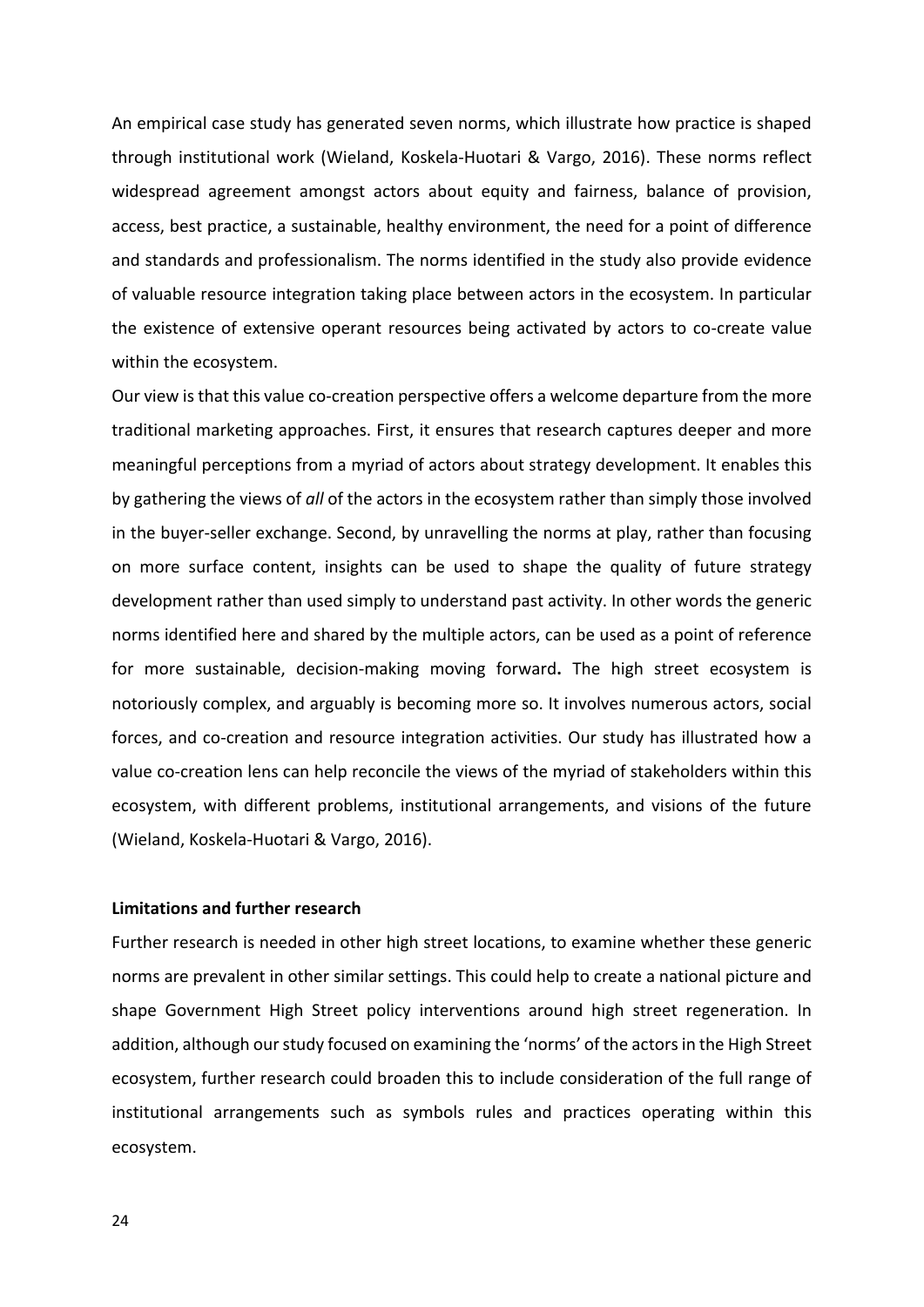An empirical case study has generated seven norms, which illustrate how practice is shaped through institutional work (Wieland, Koskela-Huotari & Vargo, 2016). These norms reflect widespread agreement amongst actors about equity and fairness, balance of provision, access, best practice, a sustainable, healthy environment, the need for a point of difference and standards and professionalism. The norms identified in the study also provide evidence of valuable resource integration taking place between actors in the ecosystem. In particular the existence of extensive operant resources being activated by actors to co-create value within the ecosystem.

Our view is that this value co-creation perspective offers a welcome departure from the more traditional marketing approaches. First, it ensures that research captures deeper and more meaningful perceptions from a myriad of actors about strategy development. It enables this by gathering the views of *all* of the actors in the ecosystem rather than simply those involved in the buyer-seller exchange. Second, by unravelling the norms at play, rather than focusing on more surface content, insights can be used to shape the quality of future strategy development rather than used simply to understand past activity. In other words the generic norms identified here and shared by the multiple actors, can be used as a point of reference for more sustainable, decision-making moving forward**.** The high street ecosystem is notoriously complex, and arguably is becoming more so. It involves numerous actors, social forces, and co-creation and resource integration activities. Our study has illustrated how a value co-creation lens can help reconcile the views of the myriad of stakeholders within this ecosystem, with different problems, institutional arrangements, and visions of the future (Wieland, Koskela-Huotari & Vargo, 2016).

**Limitations and further research**

Further research is needed in other high street locations, to examine whether these generic norms are prevalent in other similar settings. This could help to create a national picture and shape Government High Street policy interventions around high street regeneration. In addition, although our study focused on examining the 'norms' of the actors in the High Street ecosystem, further research could broaden this to include consideration of the full range of institutional arrangements such as symbols rules and practices operating within this ecosystem.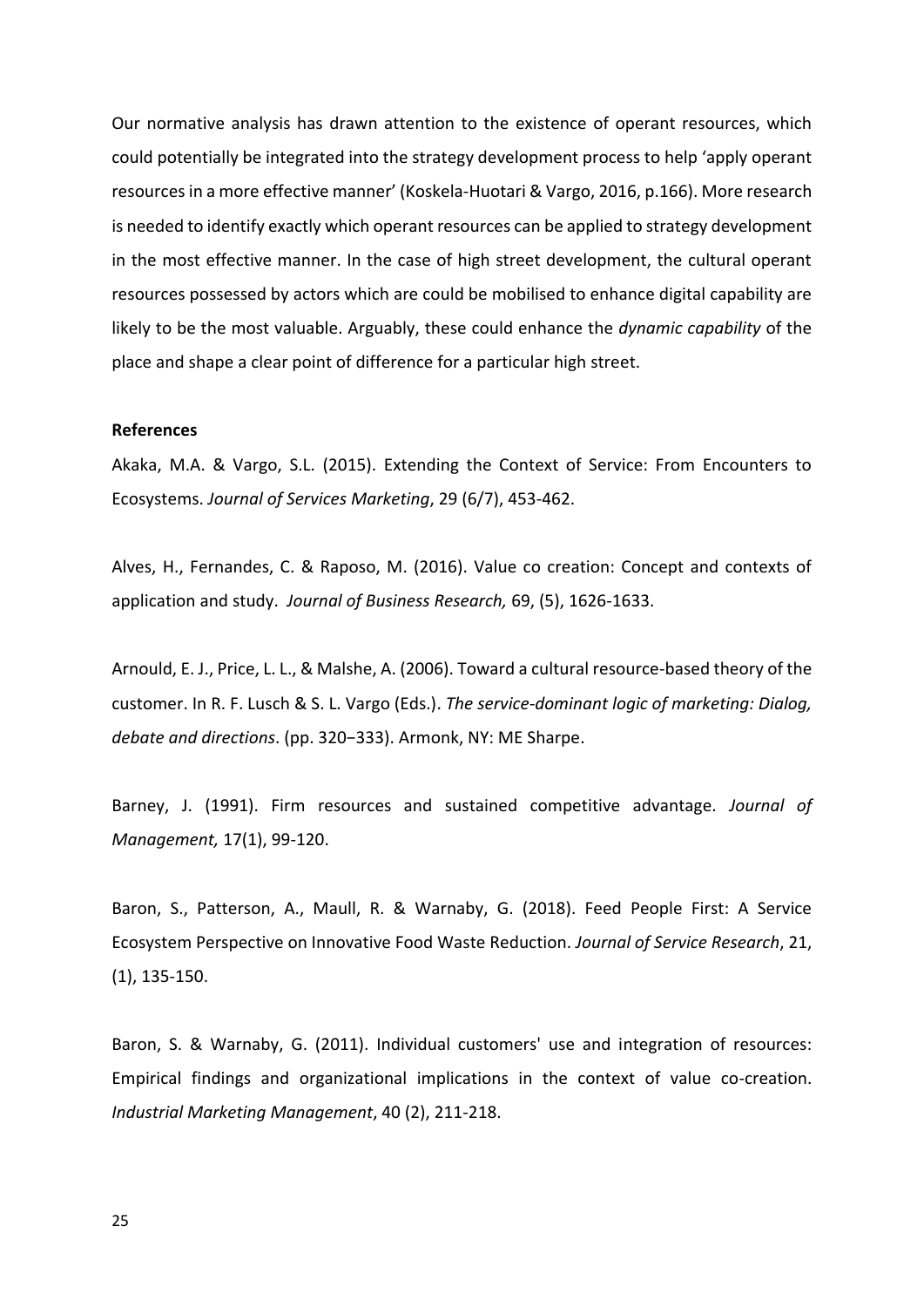Our normative analysis has drawn attention to the existence of operant resources, which could potentially be integrated into the strategy development process to help 'apply operant resources in a more effective manner' (Koskela-Huotari & Vargo, 2016, p.166). More research is needed to identify exactly which operant resources can be applied to strategy development in the most effective manner. In the case of high street development, the cultural operant resources possessed by actors which are could be mobilised to enhance digital capability are likely to be the most valuable. Arguably, these could enhance the *dynamic capability* of the place and shape a clear point of difference for a particular high street.

**References**

Akaka, M.A. & Vargo, S.L. (2015). Extending the Context of Service: From Encounters to Ecosystems. *Journal of Services Marketing*, 29 (6/7), 453-462.

Alves, H., Fernandes, C. & Raposo, M. (2016). Value co creation: Concept and contexts of application and study. *Journal of Business Research,* 69, (5), 1626-1633.

Arnould, E. J., Price, L. L., & Malshe, A. (2006). Toward a cultural resource-based theory of the customer. In R. F. Lusch & S. L. Vargo (Eds.). *The service-dominant logic of marketing: Dialog, debate and directions*. (pp. 320−333). Armonk, NY: ME Sharpe.

Barney, J. (1991). Firm resources and sustained competitive advantage. *Journal of Management,* 17(1), 99-120.

Baron, S., Patterson, A., Maull, R. & Warnaby, G. (2018). Feed People First: A Service Ecosystem Perspective on Innovative Food Waste Reduction. *Journal of Service Research*, 21, (1), 135-150.

Baron, S. & Warnaby, G. (2011). Individual customers' use and integration of resources: Empirical findings and organizational implications in the context of value co-creation. *Industrial Marketing Management*, 40 (2), 211-218.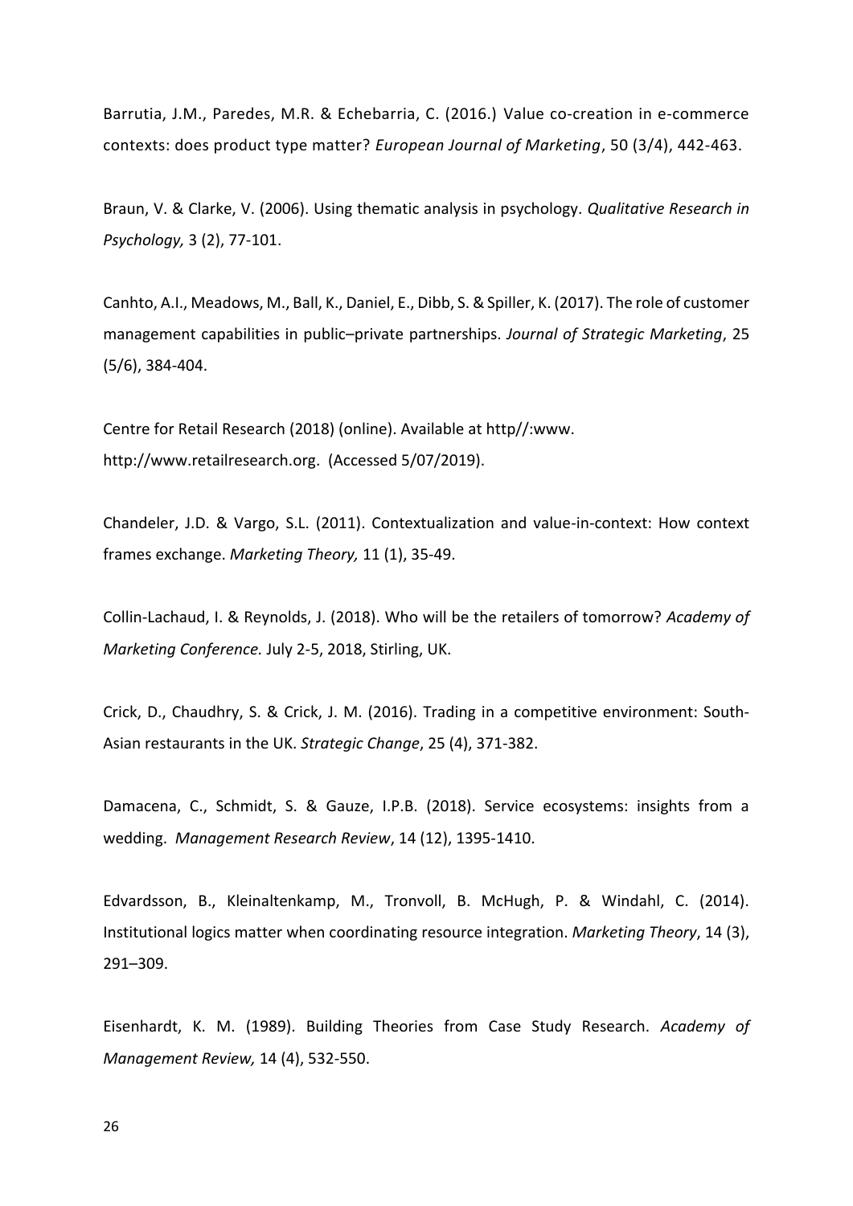Barrutia, J.M., Paredes, M.R. & Echebarria, C. (2016.) Value co-creation in e-commerce contexts: does product type matter? *European Journal of Marketing*, 50 (3/4), 442-463.

Braun, V. & Clarke, V. (2006). Using thematic analysis in psychology. *Qualitative Research in Psychology,* 3 (2), 77-101.

Canhto, A.I., Meadows, M., Ball, K., Daniel, E., Dibb, S. & Spiller, K. (2017). The role of customer management capabilities in public–private partnerships. *Journal of Strategic Marketing*, 25 (5/6), 384-404.

Centre for Retail Research (2018) (online). Available at http//:www. http://www.retailresearch.org. (Accessed 5/07/2019).

Chandeler, J.D. & Vargo, S.L. (2011). Contextualization and value-in-context: How context frames exchange. *Marketing Theory,* 11 (1), 35-49.

Collin-Lachaud, I. & Reynolds, J. (2018). Who will be the retailers of tomorrow? *Academy of Marketing Conference.* July 2-5, 2018, Stirling, UK.

Crick, D., Chaudhry, S. & Crick, J. M. (2016). Trading in a competitive environment: South-Asian restaurants in the UK. *Strategic Change*, 25 (4), 371-382.

Damacena, C., Schmidt, S. & Gauze, I.P.B. (2018). Service ecosystems: insights from a wedding. *Management Research Review*, 14 (12), 1395-1410.

Edvardsson, B., Kleinaltenkamp, M., Tronvoll, B. McHugh, P. & Windahl, C. (2014). Institutional logics matter when coordinating resource integration. *Marketing Theory*, 14 (3), 291–309.

Eisenhardt, K. M. (1989). Building Theories from Case Study Research. *Academy of Management Review,* 14 (4), 532-550.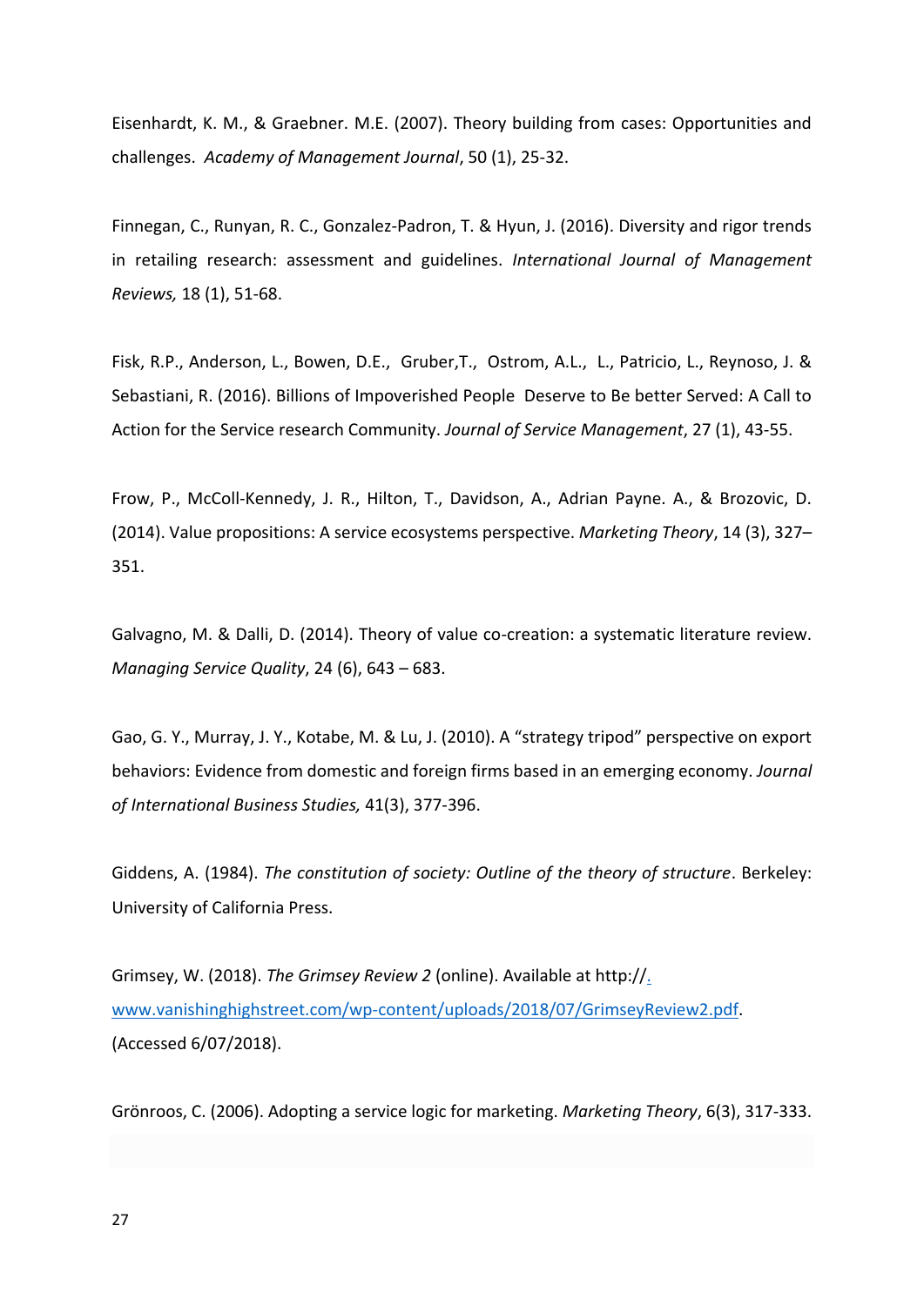Eisenhardt, K. M., & Graebner. M.E. (2007). Theory building from cases: Opportunities and challenges. *Academy of Management Journal*, 50 (1), 25-32.

Finnegan, C., Runyan, R. C., Gonzalez-Padron, T. & Hyun, J. (2016). Diversity and rigor trends in retailing research: assessment and guidelines. *International Journal of Management Reviews,* 18 (1), 51-68.

Fisk, R.P., Anderson, L., Bowen, D.E., Gruber,T., Ostrom, A.L., L., Patricio, L., Reynoso, J. & Sebastiani, R. (2016). Billions of Impoverished People Deserve to Be better Served: A Call to Action for the Service research Community. *Journal of Service Management*, 27 (1), 43-55.

Frow, P., McColl-Kennedy, J. R., Hilton, T., Davidson, A., Adrian Payne. A., & Brozovic, D. (2014). Value propositions: A service ecosystems perspective. *Marketing Theory*, 14 (3), 327–351.

Galvagno, M. & Dalli, D. (2014). Theory of value co-creation: a systematic literature review. *Managing Service Quality*, 24 (6), 643 – 683.

Gao, G. Y., Murray, J. Y., Kotabe, M. & Lu, J. (2010). A "strategy tripod" perspective on export behaviors: Evidence from domestic and foreign firms based in an emerging economy. *Journal of International Business Studies,* 41(3), 377-396.

Giddens, A. (1984). *The constitution of society: Outline of the theory of structure*. Berkeley: University of California Press.

Grimsey, W. (2018). *The Grimsey Review 2* (online). Available at http://. www.vanishinghighstreet.com/wp-content/uploads/2018/07/GrimseyReview2.pdf. (Accessed 6/07/2018).

Grönroos, C. (2006). Adopting a service logic for marketing. *Marketing Theory*, 6(3), 317-333.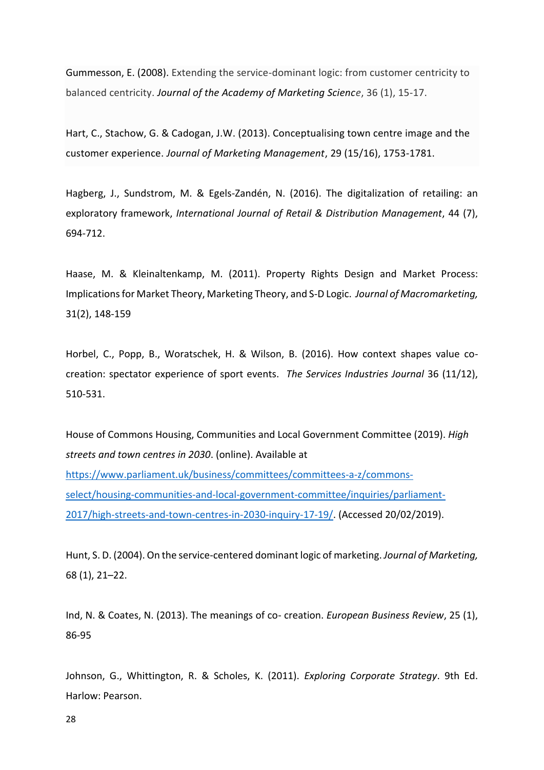Gummesson, E. (2008). Extending the service-dominant logic: from customer centricity to balanced centricity. *Journal of the Academy of Marketing Science*, 36 (1), 15-17.

Hart, C., Stachow, G. & Cadogan, J.W. (2013). Conceptualising town centre image and the customer experience. *Journal of Marketing Management*, 29 (15/16), 1753-1781.

Hagberg, J., Sundstrom, M. & Egels-Zandén, N. (2016). The digitalization of retailing: an exploratory framework, *International Journal of Retail & Distribution Management*, 44 (7), 694-712.

Haase, M. & Kleinaltenkamp, M. (2011). Property Rights Design and Market Process: Implications for Market Theory, Marketing Theory, and S-D Logic. *Journal of Macromarketing,* 31(2), 148-159

Horbel, C., Popp, B., Woratschek, H. & Wilson, B. (2016). How context shapes value co-creation: spectator experience of sport events. *The Services Industries Journal* 36 (11/12), 510-531.

House of Commons Housing, Communities and Local Government Committee (2019). *High streets and town centres in 2030*. (online). Available at https://www.parliament.uk/business/committees/committees-a-z/commons-select/housing-communities-and-local-government-committee/inquiries/parliament-2017/high-streets-and-town-centres-in-2030-inquiry-17-19/. (Accessed 20/02/2019).

Hunt, S. D. (2004). On the service-centered dominant logic of marketing. *Journal of Marketing,* 68 (1), 21–22.

Ind, N. & Coates, N. (2013). The meanings of co- creation. *European Business Review*, 25 (1), 86-95

Johnson, G., Whittington, R. & Scholes, K. (2011). *Exploring Corporate Strategy*. 9th Ed. Harlow: Pearson.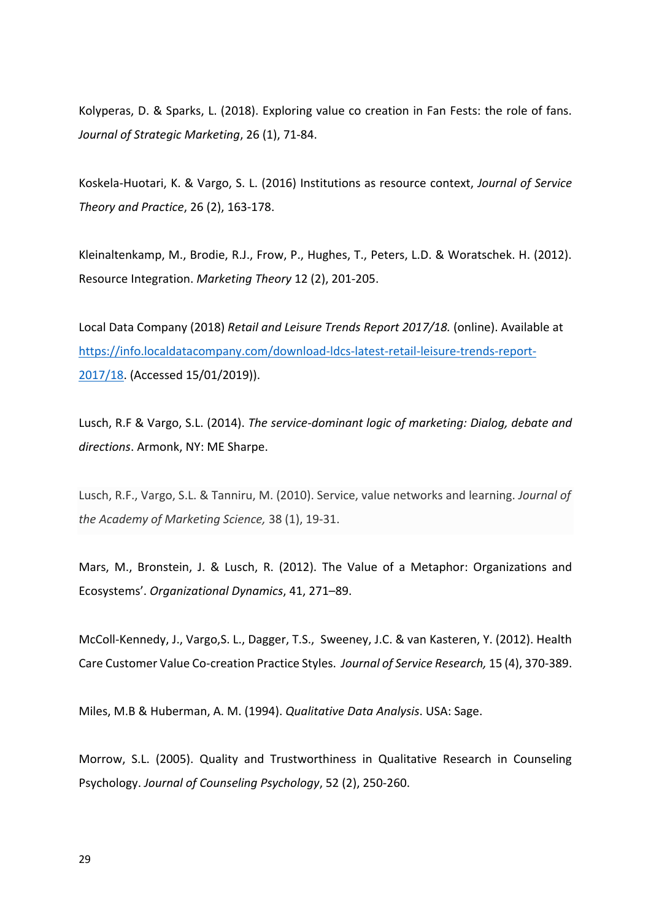Kolyperas, D. & Sparks, L. (2018). Exploring value co creation in Fan Fests: the role of fans. *Journal of Strategic Marketing*, 26 (1), 71-84.

Koskela-Huotari, K. & Vargo, S. L. (2016) Institutions as resource context, *Journal of Service Theory and Practice*, 26 (2), 163-178.

Kleinaltenkamp, M., Brodie, R.J., Frow, P., Hughes, T., Peters, L.D. & Woratschek. H. (2012). Resource Integration. *Marketing Theory* 12 (2), 201-205.

Local Data Company (2018) *Retail and Leisure Trends Report 2017/18.* (online). Available at [https://info.localdatacompany.com/download-ldcs-latest-retail-leisure-trends-report-2017/18](https://info.localdatacompany.com/download-ldcs-latest-retail-leisure-trends-report-2017/18). (Accessed 15/01/2019)).

Lusch, R.F & Vargo, S.L. (2014). *The service-dominant logic of marketing: Dialog, debate and directions*. Armonk, NY: ME Sharpe.

Lusch, R.F., Vargo, S.L. & Tanniru, M. (2010). Service, value networks and learning. *Journal of the Academy of Marketing Science,* 38 (1), 19-31.

Mars, M., Bronstein, J. & Lusch, R. (2012). The Value of a Metaphor: Organizations and Ecosystems'. *Organizational Dynamics*, 41, 271–89.

McColl-Kennedy, J., Vargo,S. L., Dagger, T.S., Sweeney, J.C. & van Kasteren, Y. (2012). Health Care Customer Value Co-creation Practice Styles. *Journal of Service Research,* 15 (4), 370-389.

Miles, M.B & Huberman, A. M. (1994). *Qualitative Data Analysis*. USA: Sage.

Morrow, S.L. (2005). Quality and Trustworthiness in Qualitative Research in Counseling Psychology. *Journal of Counseling Psychology*, 52 (2), 250-260.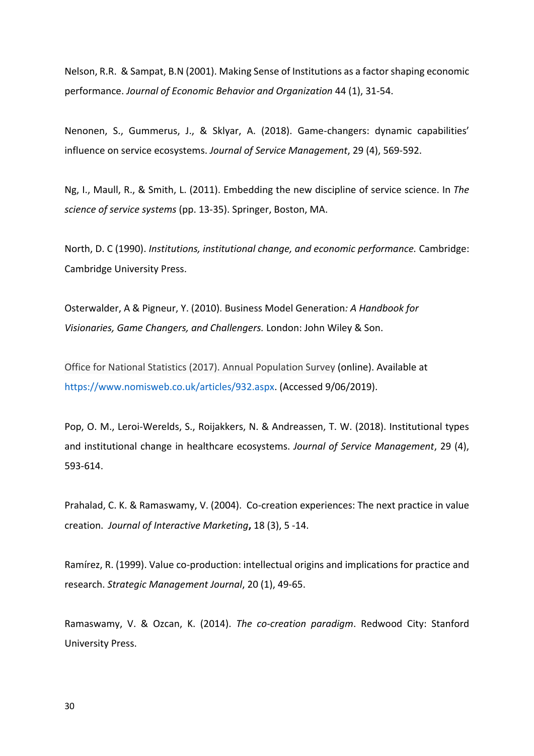Nelson, R.R. & Sampat, B.N (2001). Making Sense of Institutions as a factor shaping economic performance. *Journal of Economic Behavior and Organization* 44 (1), 31-54.

Nenonen, S., Gummerus, J., & Sklyar, A. (2018). Game-changers: dynamic capabilities' influence on service ecosystems. *Journal of Service Management*, 29 (4), 569-592.

Ng, I., Maull, R., & Smith, L. (2011). Embedding the new discipline of service science. In *The science of service systems* (pp. 13-35). Springer, Boston, MA.

North, D. C (1990). *Institutions, institutional change, and economic performance.* Cambridge: Cambridge University Press.

Osterwalder, A & Pigneur, Y. (2010). Business Model Generation*: A Handbook for Visionaries, Game Changers, and Challengers.* London: John Wiley & Son.

Office for National Statistics (2017). Annual Population Survey (online). Available at https://www.nomisweb.co.uk/articles/932.aspx. (Accessed 9/06/2019).

Pop, O. M., Leroi-Werelds, S., Roijakkers, N. & Andreassen, T. W. (2018). Institutional types and institutional change in healthcare ecosystems. *Journal of Service Management*, 29 (4), 593-614.

Prahalad, C. K. & Ramaswamy, V. (2004). Co-creation experiences: The next practice in value creation. *Journal of Interactive Marketing***,** 18 (3), 5 -14.

Ramírez, R. (1999). Value co-production: intellectual origins and implications for practice and research. *Strategic Management Journal*, 20 (1), 49-65.

Ramaswamy, V. & Ozcan, K. (2014). *The co-creation paradigm*. Redwood City: Stanford University Press.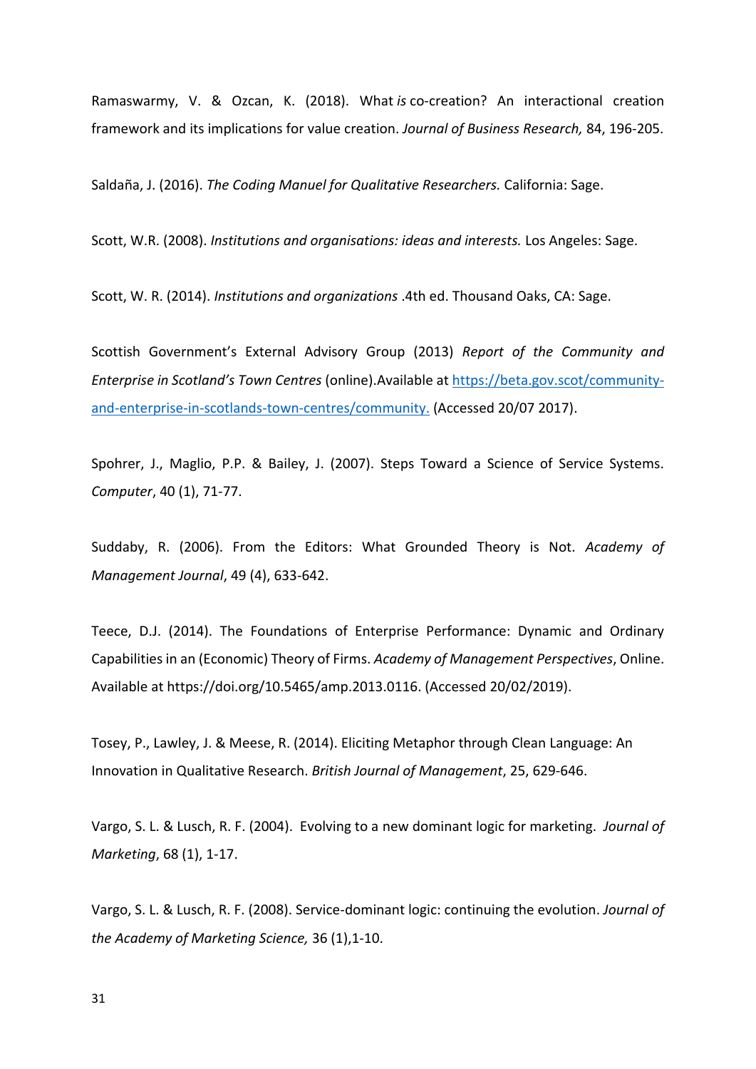Ramaswarmy, V. & Ozcan, K. (2018). What *is* co-creation? An interactional creation framework and its implications for value creation. *Journal of Business Research,* 84, 196-205.

Saldaña, J. (2016). *The Coding Manuel for Qualitative Researchers.* California: Sage.

Scott, W.R. (2008). *Institutions and organisations: ideas and interests.* Los Angeles: Sage.

Scott, W. R. (2014). *Institutions and organizations* .4th ed. Thousand Oaks, CA: Sage.

Scottish Government's External Advisory Group (2013) *Report of the Community and Enterprise in Scotland's Town Centres* (online).Available at [https://beta.gov.scot/community-and-enterprise-in-scotlands-town-centres/community.](https://beta.gov.scot/community-and-enterprise-in-scotlands-town-centres/community) (Accessed 20/07 2017).

Spohrer, J., Maglio, P.P. & Bailey, J. (2007). Steps Toward a Science of Service Systems. *Computer*, 40 (1), 71-77.

Suddaby, R. (2006). From the Editors: What Grounded Theory is Not. *Academy of Management Journal*, 49 (4), 633-642.

Teece, D.J. (2014). The Foundations of Enterprise Performance: Dynamic and Ordinary Capabilities in an (Economic) Theory of Firms. *Academy of Management Perspectives*, Online. Available at https://doi.org/10.5465/amp.2013.0116. (Accessed 20/02/2019).

Tosey, P., Lawley, J. & Meese, R. (2014). Eliciting Metaphor through Clean Language: An Innovation in Qualitative Research. *British Journal of Management*, 25, 629-646.

Vargo, S. L. & Lusch, R. F. (2004). Evolving to a new dominant logic for marketing. *Journal of Marketing*, 68 (1), 1-17.

Vargo, S. L. & Lusch, R. F. (2008). Service-dominant logic: continuing the evolution. *Journal of the Academy of Marketing Science,* 36 (1),1-10.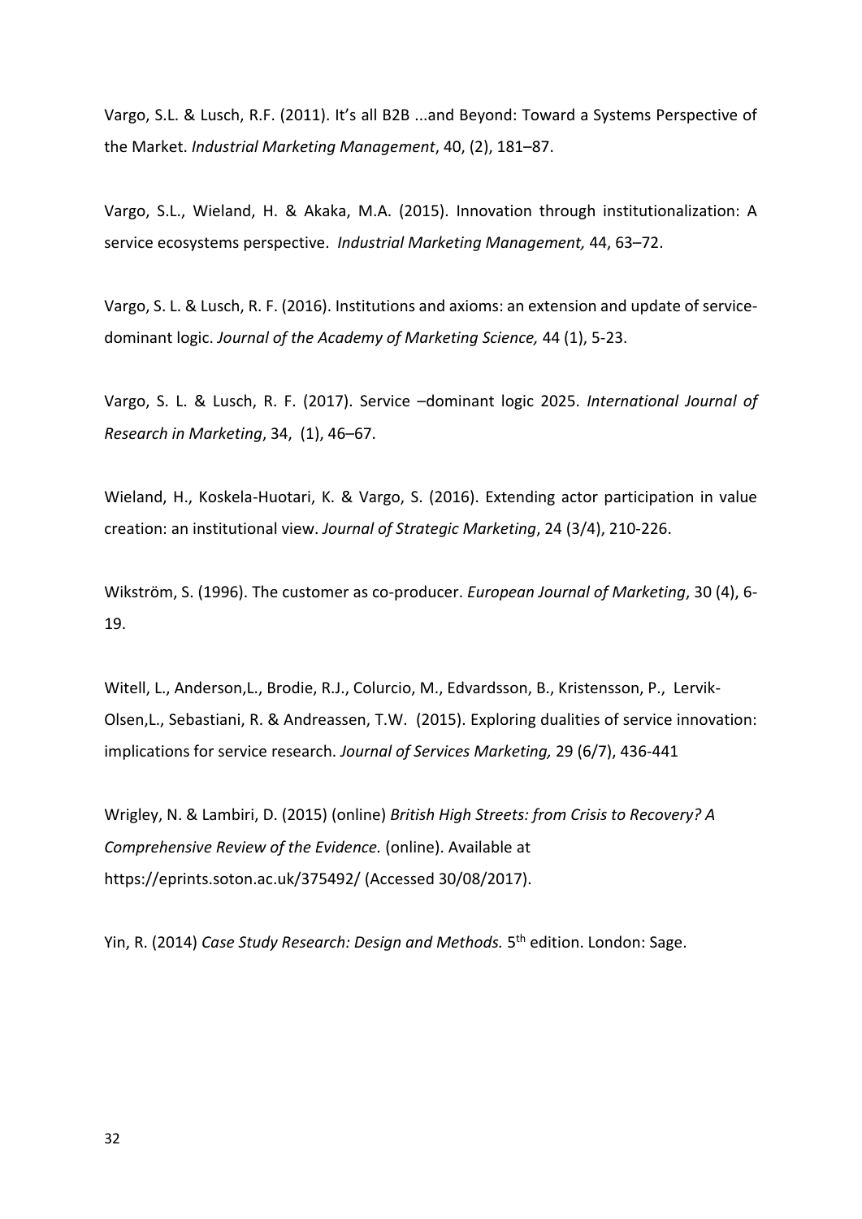Vargo, S.L. & Lusch, R.F. (2011). It's all B2B ...and Beyond: Toward a Systems Perspective of the Market. *Industrial Marketing Management*, 40, (2), 181–87.

Vargo, S.L., Wieland, H. & Akaka, M.A. (2015). Innovation through institutionalization: A service ecosystems perspective. *Industrial Marketing Management,* 44, 63–72.

Vargo, S. L. & Lusch, R. F. (2016). Institutions and axioms: an extension and update of service-dominant logic. *Journal of the Academy of Marketing Science,* 44 (1), 5-23.

Vargo, S. L. & Lusch, R. F. (2017). Service –dominant logic 2025. *International Journal of Research in Marketing*, 34, (1), 46–67.

Wieland, H., Koskela-Huotari, K. & Vargo, S. (2016). Extending actor participation in value creation: an institutional view. *Journal of Strategic Marketing*, 24 (3/4), 210-226.

Wikström, S. (1996). The customer as co-producer. *European Journal of Marketing*, 30 (4), 6-19.

Witell, L., Anderson,L., Brodie, R.J., Colurcio, M., Edvardsson, B., Kristensson, P., Lervik-Olsen,L., Sebastiani, R. & Andreassen, T.W. (2015). Exploring dualities of service innovation: implications for service research. *Journal of Services Marketing,* 29 (6/7), 436-441

Wrigley, N. & Lambiri, D. (2015) (online) *British High Streets: from Crisis to Recovery? A Comprehensive Review of the Evidence.* (online). Available at https://eprints.soton.ac.uk/375492/ (Accessed 30/08/2017).

Yin, R. (2014) *Case Study Research: Design and Methods.* 5th edition. London: Sage.